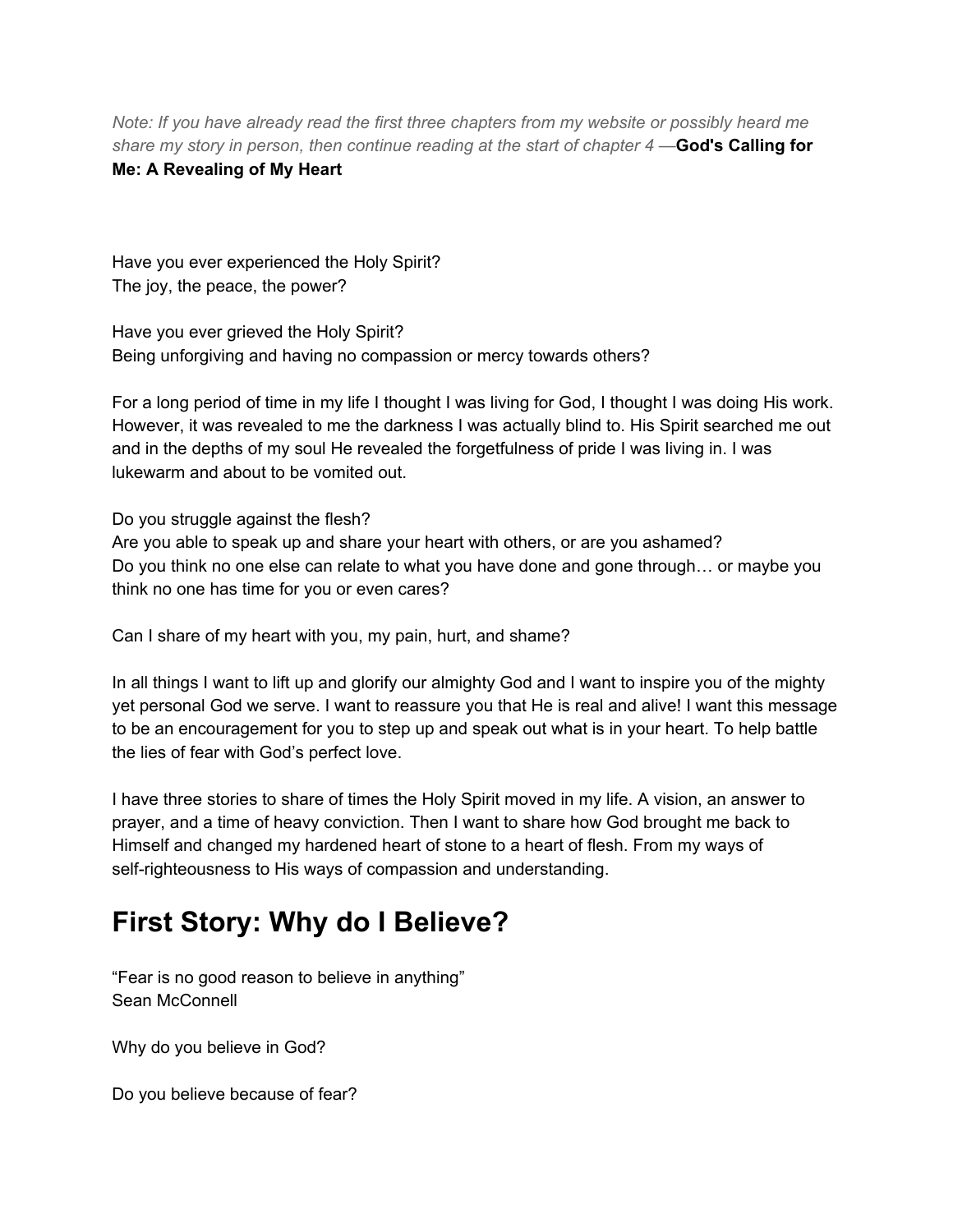*Note: If you have already read the first three chapters from my website or possibly heard me share my story in person, then continue reading at the start of chapter 4 —***God's Calling for Me: A Revealing of My Heart**

Have you ever experienced the Holy Spirit?
The joy, the peace, the power?

Have you ever grieved the Holy Spirit?
Being unforgiving and having no compassion or mercy towards others?

For a long period of time in my life I thought I was living for God, I thought I was doing His work. However, it was revealed to me the darkness I was actually blind to. His Spirit searched me out and in the depths of my soul He revealed the forgetfulness of pride I was living in. I was lukewarm and about to be vomited out.

Do you struggle against the flesh?
Are you able to speak up and share your heart with others, or are you ashamed?
Do you think no one else can relate to what you have done and gone through… or maybe you think no one has time for you or even cares?

Can I share of my heart with you, my pain, hurt, and shame?

In all things I want to lift up and glorify our almighty God and I want to inspire you of the mighty yet personal God we serve. I want to reassure you that He is real and alive! I want this message to be an encouragement for you to step up and speak out what is in your heart. To help battle the lies of fear with God's perfect love.

I have three stories to share of times the Holy Spirit moved in my life. A vision, an answer to prayer, and a time of heavy conviction. Then I want to share how God brought me back to Himself and changed my hardened heart of stone to a heart of flesh. From my ways of self-righteousness to His ways of compassion and understanding.

# First Story: Why do I Believe?

"Fear is no good reason to believe in anything"
Sean McConnell

Why do you believe in God?

Do you believe because of fear?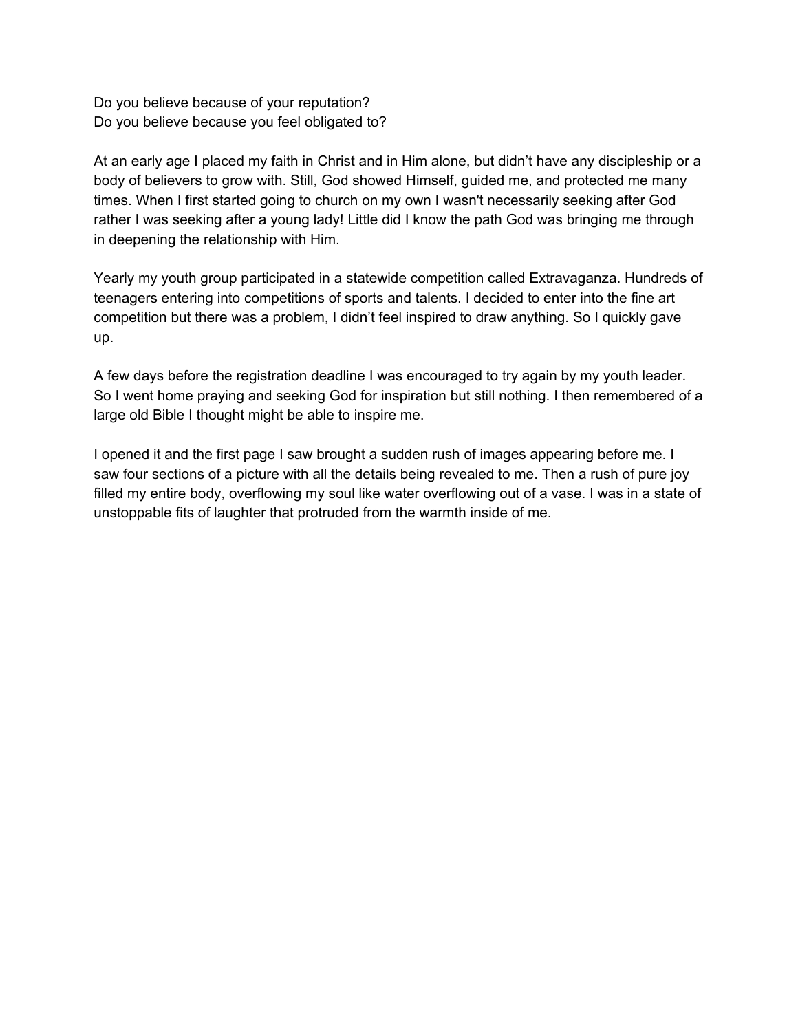Do you believe because of your reputation?
Do you believe because you feel obligated to?

At an early age I placed my faith in Christ and in Him alone, but didn't have any discipleship or a body of believers to grow with. Still, God showed Himself, guided me, and protected me many times. When I first started going to church on my own I wasn't necessarily seeking after God rather I was seeking after a young lady! Little did I know the path God was bringing me through in deepening the relationship with Him.

Yearly my youth group participated in a statewide competition called Extravaganza. Hundreds of teenagers entering into competitions of sports and talents. I decided to enter into the fine art competition but there was a problem, I didn't feel inspired to draw anything. So I quickly gave up.

A few days before the registration deadline I was encouraged to try again by my youth leader. So I went home praying and seeking God for inspiration but still nothing. I then remembered of a large old Bible I thought might be able to inspire me.

I opened it and the first page I saw brought a sudden rush of images appearing before me. I saw four sections of a picture with all the details being revealed to me. Then a rush of pure joy filled my entire body, overflowing my soul like water overflowing out of a vase. I was in a state of unstoppable fits of laughter that protruded from the warmth inside of me.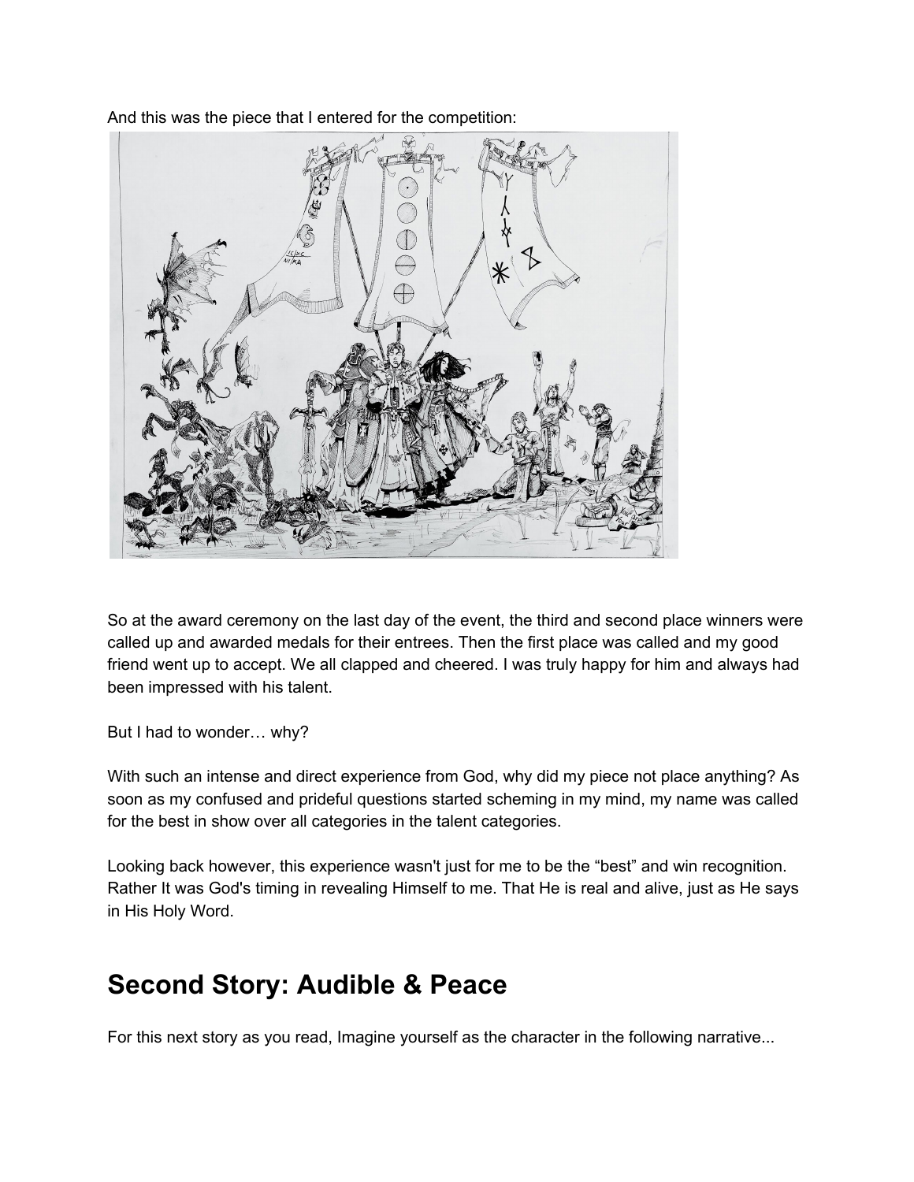And this was the piece that I entered for the competition:

So at the award ceremony on the last day of the event, the third and second place winners were called up and awarded medals for their entrees. Then the first place was called and my good friend went up to accept. We all clapped and cheered. I was truly happy for him and always had been impressed with his talent.

But I had to wonder… why?

With such an intense and direct experience from God, why did my piece not place anything? As soon as my confused and prideful questions started scheming in my mind, my name was called for the best in show over all categories in the talent categories.

Looking back however, this experience wasn't just for me to be the "best" and win recognition. Rather It was God's timing in revealing Himself to me. That He is real and alive, just as He says in His Holy Word.

## Second Story: Audible & Peace

For this next story as you read, Imagine yourself as the character in the following narrative...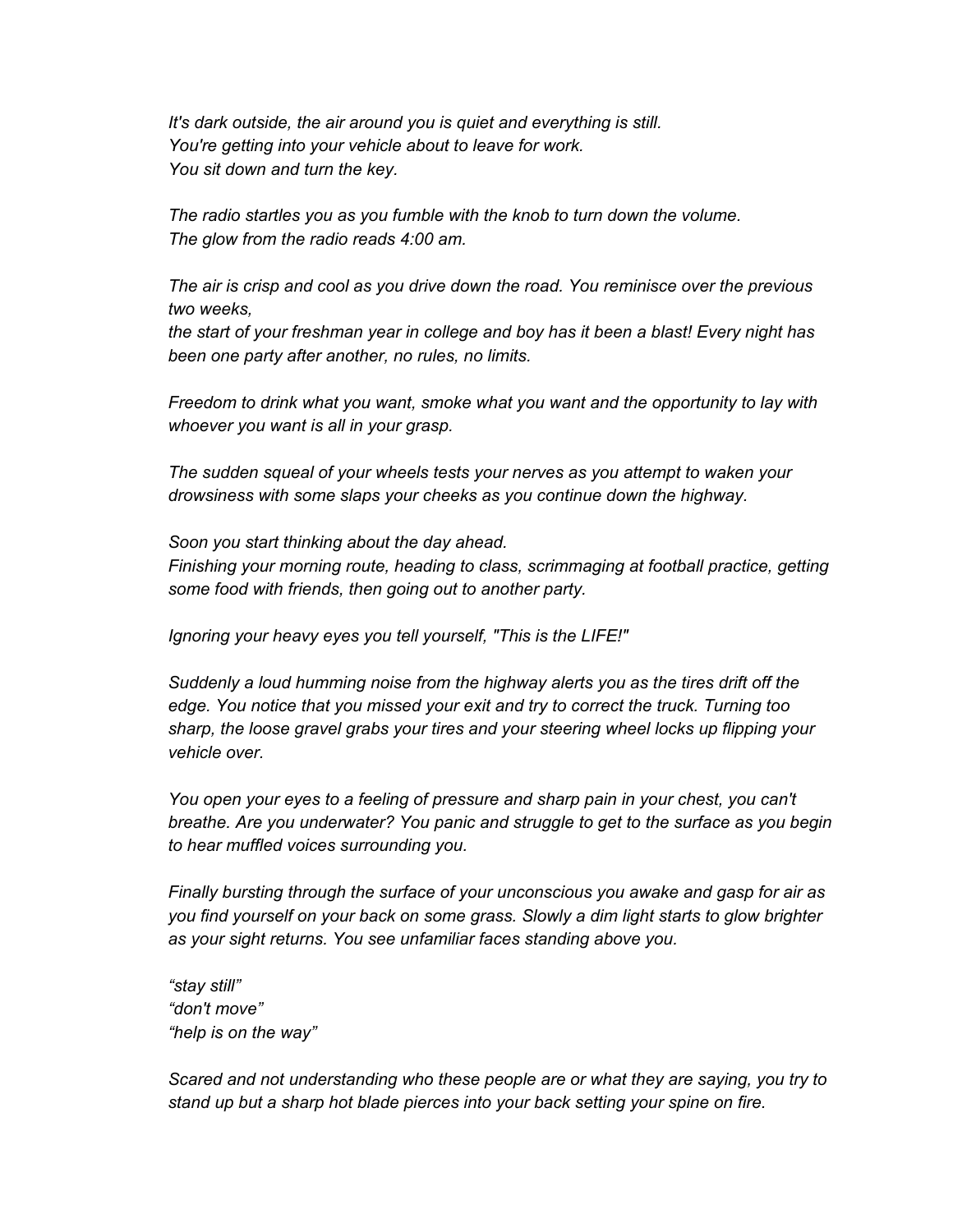*It's dark outside, the air around you is quiet and everything is still.*
*You're getting into your vehicle about to leave for work.*
*You sit down and turn the key.*

*The radio startles you as you fumble with the knob to turn down the volume.*
*The glow from the radio reads 4:00 am.*

*The air is crisp and cool as you drive down the road. You reminisce over the previous two weeks,*
*the start of your freshman year in college and boy has it been a blast! Every night has been one party after another, no rules, no limits.*

*Freedom to drink what you want, smoke what you want and the opportunity to lay with whoever you want is all in your grasp.*

*The sudden squeal of your wheels tests your nerves as you attempt to waken your drowsiness with some slaps your cheeks as you continue down the highway.*

*Soon you start thinking about the day ahead.*
*Finishing your morning route, heading to class, scrimmaging at football practice, getting some food with friends, then going out to another party.*

*Ignoring your heavy eyes you tell yourself, "This is the LIFE!"*

*Suddenly a loud humming noise from the highway alerts you as the tires drift off the edge. You notice that you missed your exit and try to correct the truck. Turning too sharp, the loose gravel grabs your tires and your steering wheel locks up flipping your vehicle over.*

*You open your eyes to a feeling of pressure and sharp pain in your chest, you can't breathe. Are you underwater? You panic and struggle to get to the surface as you begin to hear muffled voices surrounding you.*

*Finally bursting through the surface of your unconscious you awake and gasp for air as you find yourself on your back on some grass. Slowly a dim light starts to glow brighter as your sight returns. You see unfamiliar faces standing above you.*

*“stay still”*
*“don't move”*
*“help is on the way”*

*Scared and not understanding who these people are or what they are saying, you try to stand up but a sharp hot blade pierces into your back setting your spine on fire.*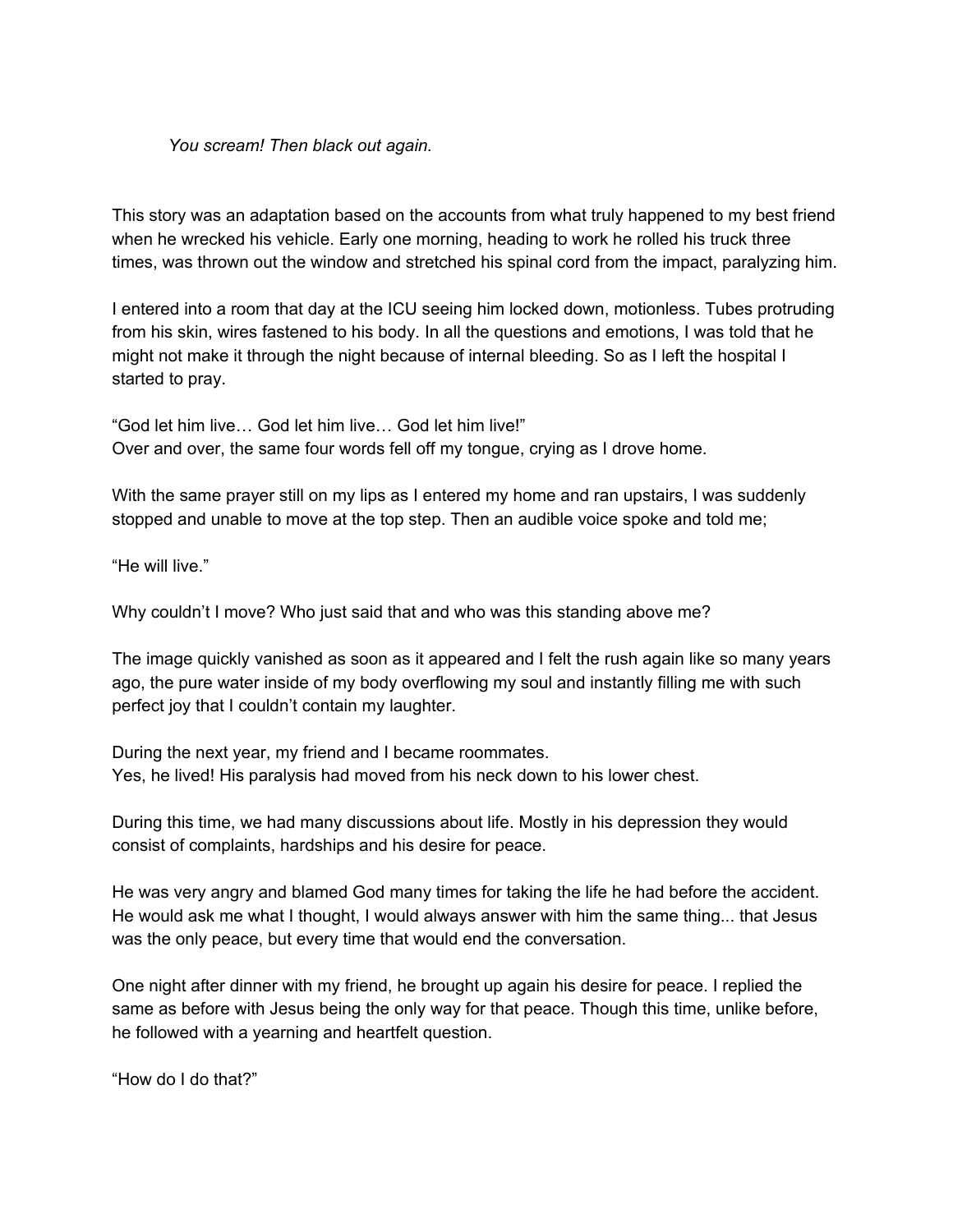*You scream! Then black out again.*

This story was an adaptation based on the accounts from what truly happened to my best friend when he wrecked his vehicle. Early one morning, heading to work he rolled his truck three times, was thrown out the window and stretched his spinal cord from the impact, paralyzing him.

I entered into a room that day at the ICU seeing him locked down, motionless. Tubes protruding from his skin, wires fastened to his body. In all the questions and emotions, I was told that he might not make it through the night because of internal bleeding. So as I left the hospital I started to pray.

"God let him live… God let him live… God let him live!"
Over and over, the same four words fell off my tongue, crying as I drove home.

With the same prayer still on my lips as I entered my home and ran upstairs, I was suddenly stopped and unable to move at the top step. Then an audible voice spoke and told me;

"He will live."

Why couldn't I move? Who just said that and who was this standing above me?

The image quickly vanished as soon as it appeared and I felt the rush again like so many years ago, the pure water inside of my body overflowing my soul and instantly filling me with such perfect joy that I couldn't contain my laughter.

During the next year, my friend and I became roommates.
Yes, he lived! His paralysis had moved from his neck down to his lower chest.

During this time, we had many discussions about life. Mostly in his depression they would consist of complaints, hardships and his desire for peace.

He was very angry and blamed God many times for taking the life he had before the accident. He would ask me what I thought, I would always answer with him the same thing... that Jesus was the only peace, but every time that would end the conversation.

One night after dinner with my friend, he brought up again his desire for peace. I replied the same as before with Jesus being the only way for that peace. Though this time, unlike before, he followed with a yearning and heartfelt question.

"How do I do that?"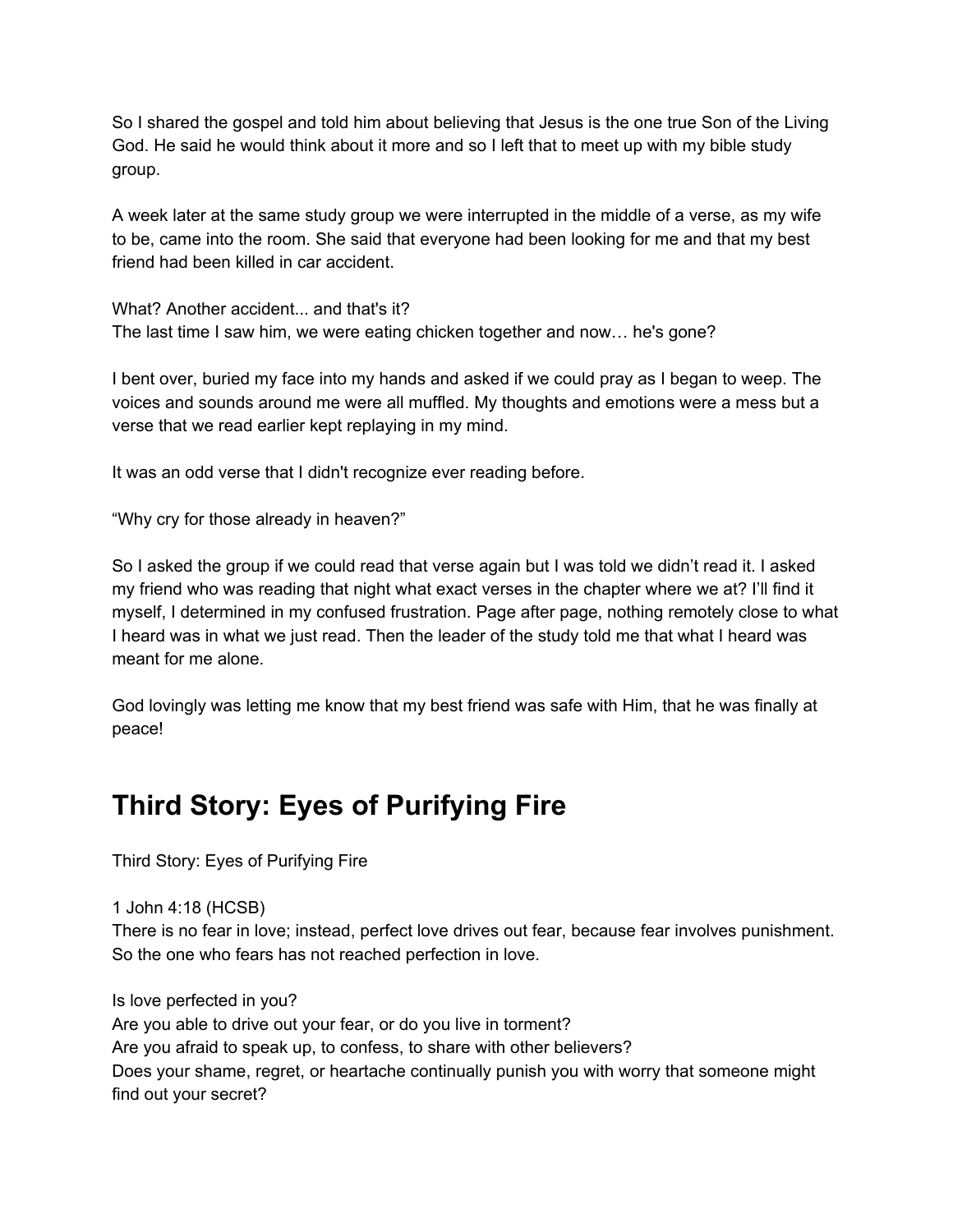So I shared the gospel and told him about believing that Jesus is the one true Son of the Living God. He said he would think about it more and so I left that to meet up with my bible study group.

A week later at the same study group we were interrupted in the middle of a verse, as my wife to be, came into the room. She said that everyone had been looking for me and that my best friend had been killed in car accident.

What? Another accident... and that's it?
The last time I saw him, we were eating chicken together and now… he's gone?

I bent over, buried my face into my hands and asked if we could pray as I began to weep. The voices and sounds around me were all muffled. My thoughts and emotions were a mess but a verse that we read earlier kept replaying in my mind.

It was an odd verse that I didn't recognize ever reading before.

“Why cry for those already in heaven?”

So I asked the group if we could read that verse again but I was told we didn’t read it. I asked my friend who was reading that night what exact verses in the chapter where we at? I’ll find it myself, I determined in my confused frustration. Page after page, nothing remotely close to what I heard was in what we just read. Then the leader of the study told me that what I heard was meant for me alone.

God lovingly was letting me know that my best friend was safe with Him, that he was finally at peace!

# Third Story: Eyes of Purifying Fire

Third Story: Eyes of Purifying Fire

1 John 4:18 (HCSB)
There is no fear in love; instead, perfect love drives out fear, because fear involves punishment. So the one who fears has not reached perfection in love.

Is love perfected in you?
Are you able to drive out your fear, or do you live in torment?
Are you afraid to speak up, to confess, to share with other believers?
Does your shame, regret, or heartache continually punish you with worry that someone might find out your secret?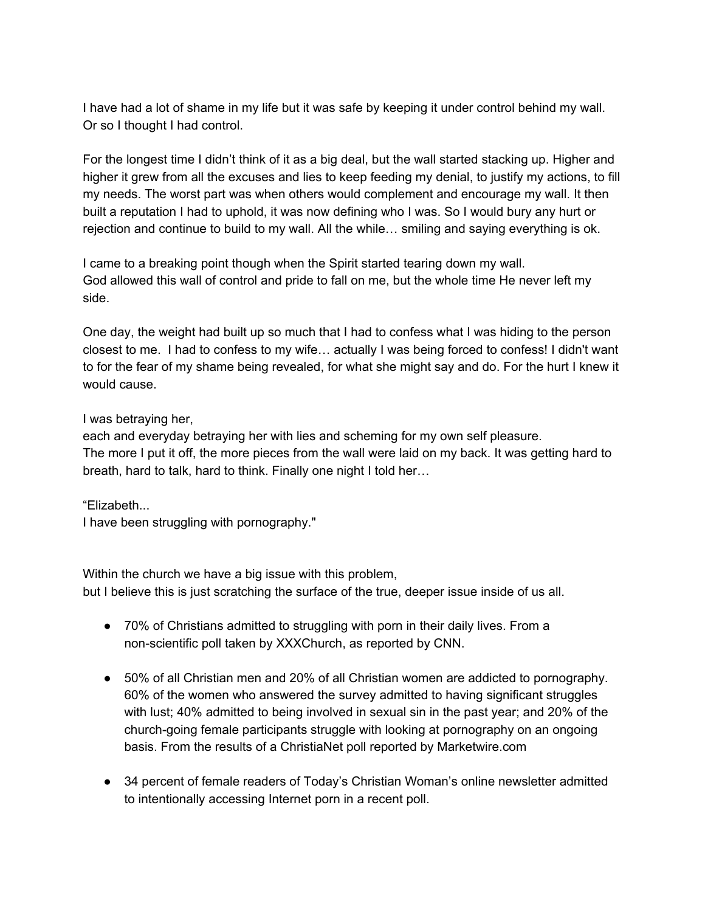I have had a lot of shame in my life but it was safe by keeping it under control behind my wall. Or so I thought I had control.

For the longest time I didn't think of it as a big deal, but the wall started stacking up. Higher and higher it grew from all the excuses and lies to keep feeding my denial, to justify my actions, to fill my needs. The worst part was when others would complement and encourage my wall. It then built a reputation I had to uphold, it was now defining who I was. So I would bury any hurt or rejection and continue to build to my wall. All the while… smiling and saying everything is ok.

I came to a breaking point though when the Spirit started tearing down my wall.
God allowed this wall of control and pride to fall on me, but the whole time He never left my side.

One day, the weight had built up so much that I had to confess what I was hiding to the person closest to me. I had to confess to my wife… actually I was being forced to confess! I didn't want to for the fear of my shame being revealed, for what she might say and do. For the hurt I knew it would cause.

I was betraying her,
each and everyday betraying her with lies and scheming for my own self pleasure.
The more I put it off, the more pieces from the wall were laid on my back. It was getting hard to breath, hard to talk, hard to think. Finally one night I told her…

"Elizabeth...
I have been struggling with pornography."

Within the church we have a big issue with this problem,
but I believe this is just scratching the surface of the true, deeper issue inside of us all.

- 70% of Christians admitted to struggling with porn in their daily lives. From a non-scientific poll taken by XXXChurch, as reported by CNN.

- 50% of all Christian men and 20% of all Christian women are addicted to pornography. 60% of the women who answered the survey admitted to having significant struggles with lust; 40% admitted to being involved in sexual sin in the past year; and 20% of the church-going female participants struggle with looking at pornography on an ongoing basis. From the results of a ChristiaNet poll reported by Marketwire.com

- 34 percent of female readers of Today's Christian Woman's online newsletter admitted to intentionally accessing Internet porn in a recent poll.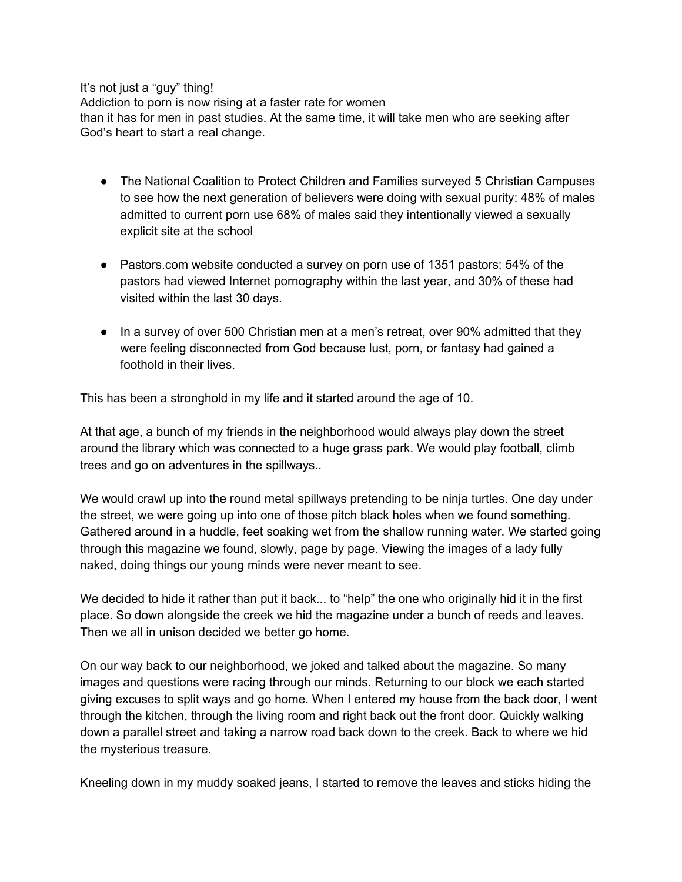It's not just a "guy" thing!
Addiction to porn is now rising at a faster rate for women
than it has for men in past studies. At the same time, it will take men who are seeking after God's heart to start a real change.

- The National Coalition to Protect Children and Families surveyed 5 Christian Campuses to see how the next generation of believers were doing with sexual purity: 48% of males admitted to current porn use 68% of males said they intentionally viewed a sexually explicit site at the school

- Pastors.com website conducted a survey on porn use of 1351 pastors: 54% of the pastors had viewed Internet pornography within the last year, and 30% of these had visited within the last 30 days.

- In a survey of over 500 Christian men at a men's retreat, over 90% admitted that they were feeling disconnected from God because lust, porn, or fantasy had gained a foothold in their lives.

This has been a stronghold in my life and it started around the age of 10.

At that age, a bunch of my friends in the neighborhood would always play down the street around the library which was connected to a huge grass park. We would play football, climb trees and go on adventures in the spillways..

We would crawl up into the round metal spillways pretending to be ninja turtles. One day under the street, we were going up into one of those pitch black holes when we found something. Gathered around in a huddle, feet soaking wet from the shallow running water. We started going through this magazine we found, slowly, page by page. Viewing the images of a lady fully naked, doing things our young minds were never meant to see.

We decided to hide it rather than put it back... to "help" the one who originally hid it in the first place. So down alongside the creek we hid the magazine under a bunch of reeds and leaves. Then we all in unison decided we better go home.

On our way back to our neighborhood, we joked and talked about the magazine. So many images and questions were racing through our minds. Returning to our block we each started giving excuses to split ways and go home. When I entered my house from the back door, I went through the kitchen, through the living room and right back out the front door. Quickly walking down a parallel street and taking a narrow road back down to the creek. Back to where we hid the mysterious treasure.

Kneeling down in my muddy soaked jeans, I started to remove the leaves and sticks hiding the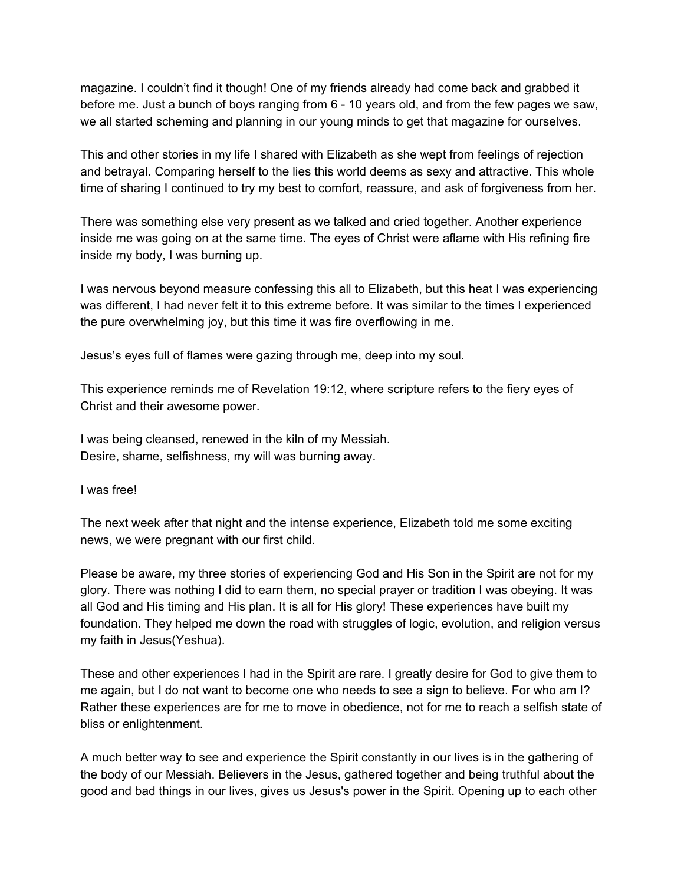magazine. I couldn't find it though! One of my friends already had come back and grabbed it before me. Just a bunch of boys ranging from 6 - 10 years old, and from the few pages we saw, we all started scheming and planning in our young minds to get that magazine for ourselves.

This and other stories in my life I shared with Elizabeth as she wept from feelings of rejection and betrayal. Comparing herself to the lies this world deems as sexy and attractive. This whole time of sharing I continued to try my best to comfort, reassure, and ask of forgiveness from her.

There was something else very present as we talked and cried together. Another experience inside me was going on at the same time. The eyes of Christ were aflame with His refining fire inside my body, I was burning up.

I was nervous beyond measure confessing this all to Elizabeth, but this heat I was experiencing was different, I had never felt it to this extreme before. It was similar to the times I experienced the pure overwhelming joy, but this time it was fire overflowing in me.

Jesus's eyes full of flames were gazing through me, deep into my soul.

This experience reminds me of Revelation 19:12, where scripture refers to the fiery eyes of Christ and their awesome power.

I was being cleansed, renewed in the kiln of my Messiah.
Desire, shame, selfishness, my will was burning away.

I was free!

The next week after that night and the intense experience, Elizabeth told me some exciting news, we were pregnant with our first child.

Please be aware, my three stories of experiencing God and His Son in the Spirit are not for my glory. There was nothing I did to earn them, no special prayer or tradition I was obeying. It was all God and His timing and His plan. It is all for His glory! These experiences have built my foundation. They helped me down the road with struggles of logic, evolution, and religion versus my faith in Jesus(Yeshua).

These and other experiences I had in the Spirit are rare. I greatly desire for God to give them to me again, but I do not want to become one who needs to see a sign to believe. For who am I? Rather these experiences are for me to move in obedience, not for me to reach a selfish state of bliss or enlightenment.

A much better way to see and experience the Spirit constantly in our lives is in the gathering of the body of our Messiah. Believers in the Jesus, gathered together and being truthful about the good and bad things in our lives, gives us Jesus's power in the Spirit. Opening up to each other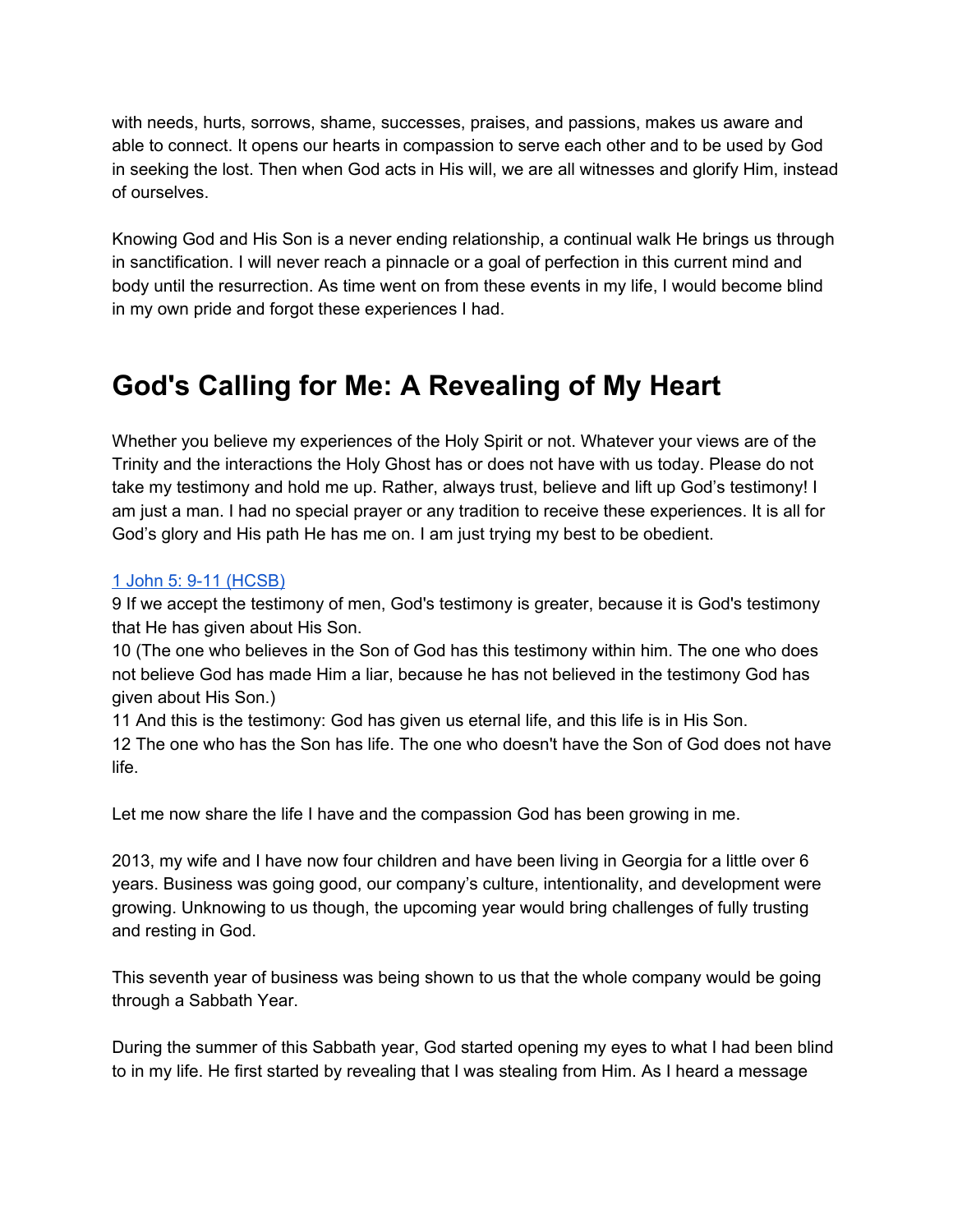with needs, hurts, sorrows, shame, successes, praises, and passions, makes us aware and able to connect. It opens our hearts in compassion to serve each other and to be used by God in seeking the lost. Then when God acts in His will, we are all witnesses and glorify Him, instead of ourselves.

Knowing God and His Son is a never ending relationship, a continual walk He brings us through in sanctification. I will never reach a pinnacle or a goal of perfection in this current mind and body until the resurrection. As time went on from these events in my life, I would become blind in my own pride and forgot these experiences I had.

# God's Calling for Me: A Revealing of My Heart

Whether you believe my experiences of the Holy Spirit or not. Whatever your views are of the Trinity and the interactions the Holy Ghost has or does not have with us today. Please do not take my testimony and hold me up. Rather, always trust, believe and lift up God's testimony! I am just a man. I had no special prayer or any tradition to receive these experiences. It is all for God's glory and His path He has me on. I am just trying my best to be obedient.

1 John 5: 9-11 (HCSB)
9 If we accept the testimony of men, God's testimony is greater, because it is God's testimony that He has given about His Son.
10 (The one who believes in the Son of God has this testimony within him. The one who does not believe God has made Him a liar, because he has not believed in the testimony God has given about His Son.)
11 And this is the testimony: God has given us eternal life, and this life is in His Son.
12 The one who has the Son has life. The one who doesn't have the Son of God does not have life.

Let me now share the life I have and the compassion God has been growing in me.

2013, my wife and I have now four children and have been living in Georgia for a little over 6 years. Business was going good, our company's culture, intentionality, and development were growing. Unknowing to us though, the upcoming year would bring challenges of fully trusting and resting in God.

This seventh year of business was being shown to us that the whole company would be going through a Sabbath Year.

During the summer of this Sabbath year, God started opening my eyes to what I had been blind to in my life. He first started by revealing that I was stealing from Him. As I heard a message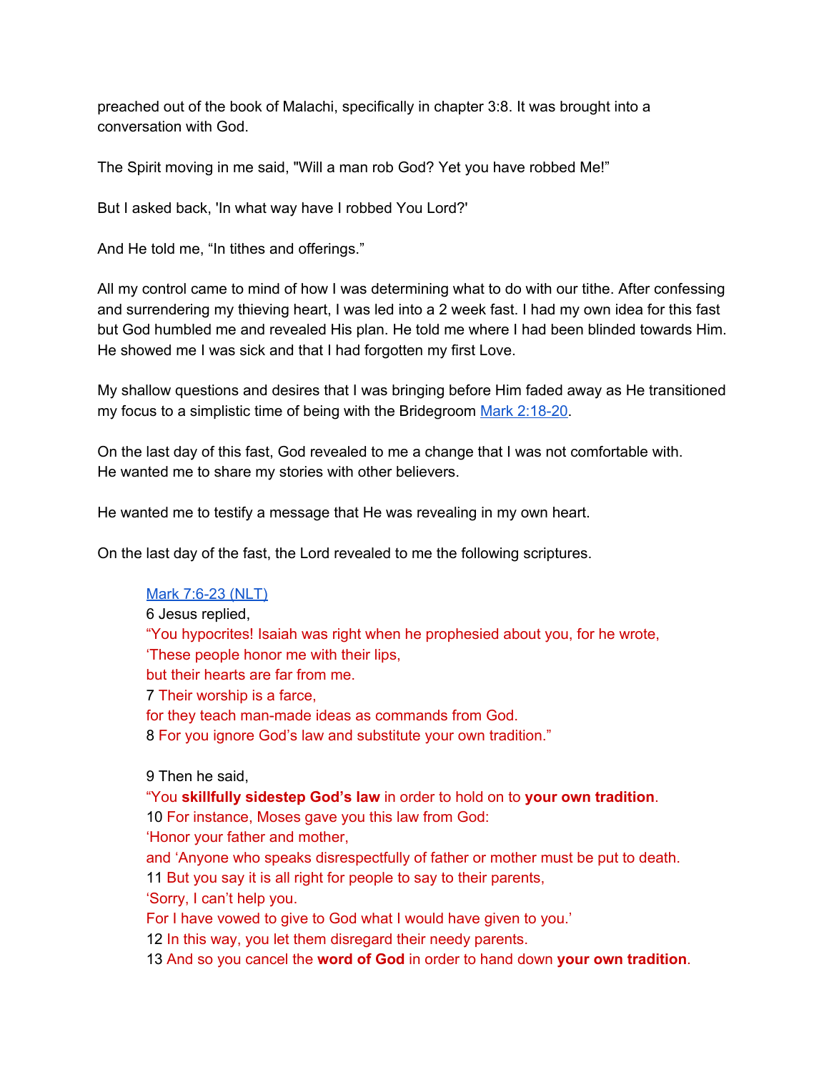preached out of the book of Malachi, specifically in chapter 3:8. It was brought into a conversation with God.

The Spirit moving in me said, "Will a man rob God? Yet you have robbed Me!"

But I asked back, 'In what way have I robbed You Lord?'

And He told me, "In tithes and offerings."

All my control came to mind of how I was determining what to do with our tithe. After confessing and surrendering my thieving heart, I was led into a 2 week fast. I had my own idea for this fast but God humbled me and revealed His plan. He told me where I had been blinded towards Him. He showed me I was sick and that I had forgotten my first Love.

My shallow questions and desires that I was bringing before Him faded away as He transitioned my focus to a simplistic time of being with the Bridegroom Mark 2:18-20.

On the last day of this fast, God revealed to me a change that I was not comfortable with. He wanted me to share my stories with other believers.

He wanted me to testify a message that He was revealing in my own heart.

On the last day of the fast, the Lord revealed to me the following scriptures.

> Mark 7:6-23 (NLT)
> 6 Jesus replied,
> "You hypocrites! Isaiah was right when he prophesied about you, for he wrote,
> 'These people honor me with their lips,
> but their hearts are far from me.
> 7 Their worship is a farce,
> for they teach man-made ideas as commands from God.
> 8 For you ignore God's law and substitute your own tradition."
>
> 9 Then he said,
> "You **skillfully sidestep God's law** in order to hold on to **your own tradition**.
> 10 For instance, Moses gave you this law from God:
> 'Honor your father and mother,
> and 'Anyone who speaks disrespectfully of father or mother must be put to death.
> 11 But you say it is all right for people to say to their parents,
> 'Sorry, I can't help you.
> For I have vowed to give to God what I would have given to you.'
> 12 In this way, you let them disregard their needy parents.
> 13 And so you cancel the **word of God** in order to hand down **your own tradition**.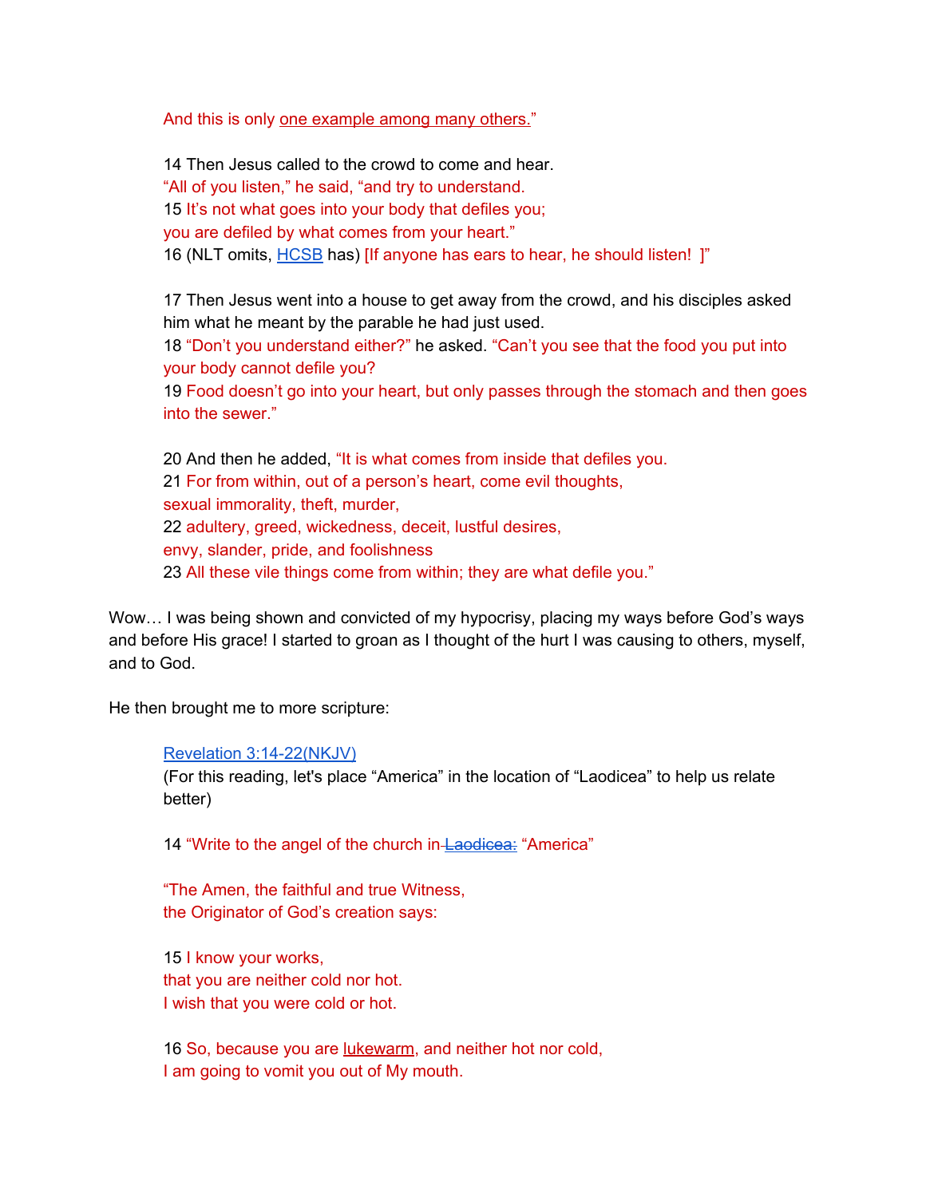And this is only one example among many others."

> 14 Then Jesus called to the crowd to come and hear.
> "All of you listen," he said, "and try to understand.
> 15 It's not what goes into your body that defiles you;
> you are defiled by what comes from your heart."
> 16 (NLT omits, HCSB has) [If anyone has ears to hear, he should listen! ]"
>
> 17 Then Jesus went into a house to get away from the crowd, and his disciples asked him what he meant by the parable he had just used.
> 18 "Don't you understand either?" he asked. "Can't you see that the food you put into your body cannot defile you?
> 19 Food doesn't go into your heart, but only passes through the stomach and then goes into the sewer."
>
> 20 And then he added, "It is what comes from inside that defiles you.
> 21 For from within, out of a person's heart, come evil thoughts,
> sexual immorality, theft, murder,
> 22 adultery, greed, wickedness, deceit, lustful desires,
> envy, slander, pride, and foolishness
> 23 All these vile things come from within; they are what defile you."

Wow… I was being shown and convicted of my hypocrisy, placing my ways before God's ways and before His grace! I started to groan as I thought of the hurt I was causing to others, myself, and to God.

He then brought me to more scripture:

> Revelation 3:14-22(NKJV)
> (For this reading, let's place "America" in the location of "Laodicea" to help us relate better)
>
> 14 "Write to the angel of the church in ~~Laodicea:~~ "America"
>
> "The Amen, the faithful and true Witness,
> the Originator of God's creation says:
>
> 15 I know your works,
> that you are neither cold nor hot.
> I wish that you were cold or hot.
>
> 16 So, because you are lukewarm, and neither hot nor cold,
> I am going to vomit you out of My mouth.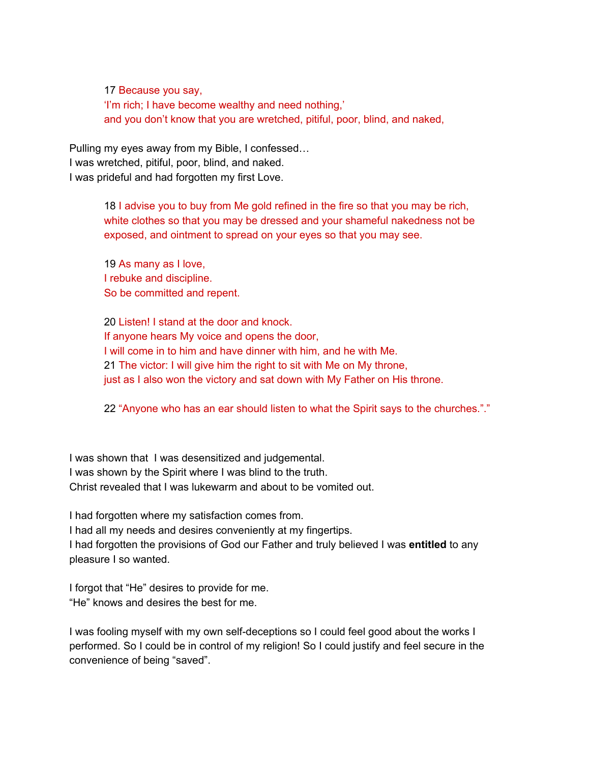> 17 Because you say,
> 'I'm rich; I have become wealthy and need nothing,'
> and you don't know that you are wretched, pitiful, poor, blind, and naked,

Pulling my eyes away from my Bible, I confessed…
I was wretched, pitiful, poor, blind, and naked.
I was prideful and had forgotten my first Love.

> 18 I advise you to buy from Me gold refined in the fire so that you may be rich, white clothes so that you may be dressed and your shameful nakedness not be exposed, and ointment to spread on your eyes so that you may see.
>
> 19 As many as I love,
> I rebuke and discipline.
> So be committed and repent.
>
> 20 Listen! I stand at the door and knock.
> If anyone hears My voice and opens the door,
> I will come in to him and have dinner with him, and he with Me.
> 21 The victor: I will give him the right to sit with Me on My throne,
> just as I also won the victory and sat down with My Father on His throne.
>
> 22 "Anyone who has an ear should listen to what the Spirit says to the churches."."

I was shown that I was desensitized and judgemental.
I was shown by the Spirit where I was blind to the truth.
Christ revealed that I was lukewarm and about to be vomited out.

I had forgotten where my satisfaction comes from.
I had all my needs and desires conveniently at my fingertips.
I had forgotten the provisions of God our Father and truly believed I was **entitled** to any pleasure I so wanted.

I forgot that "He" desires to provide for me.
"He" knows and desires the best for me.

I was fooling myself with my own self-deceptions so I could feel good about the works I performed. So I could be in control of my religion! So I could justify and feel secure in the convenience of being "saved".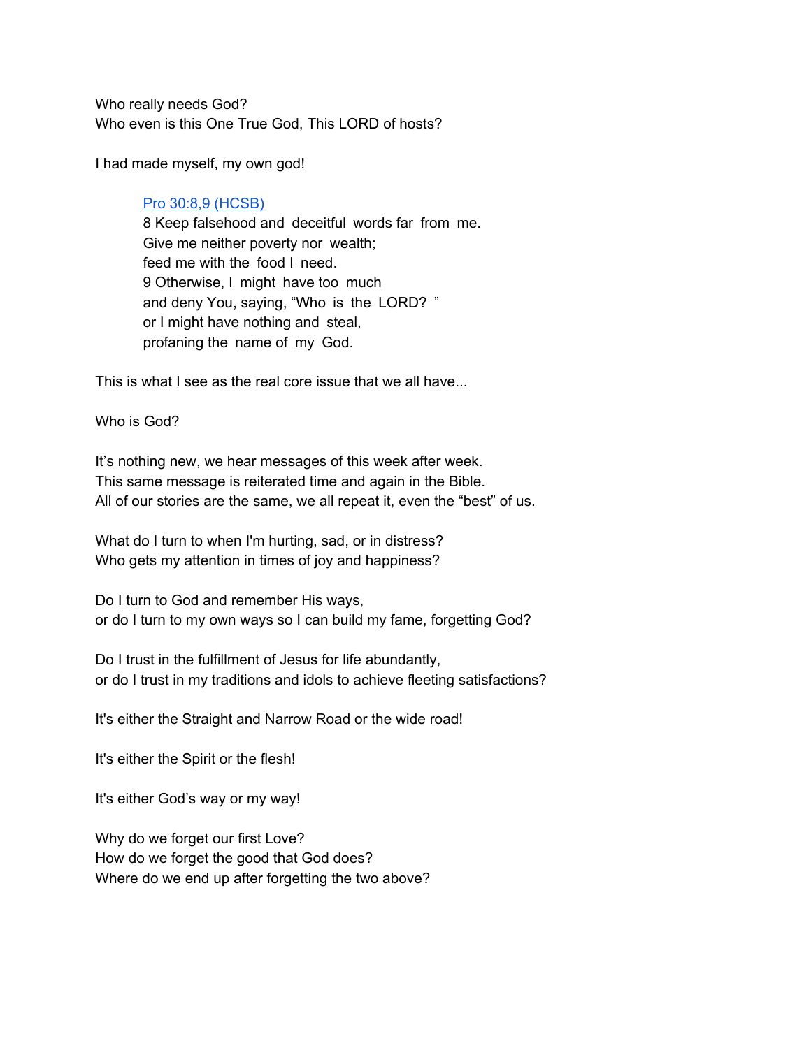Who really needs God?
Who even is this One True God, This LORD of hosts?

I had made myself, my own god!

> [Pro 30:8,9 (HCSB)]()
> 8 Keep falsehood and deceitful words far from me.
> Give me neither poverty nor wealth;
> feed me with the food I need.
> 9 Otherwise, I might have too much
> and deny You, saying, "Who is the LORD? "
> or I might have nothing and steal,
> profaning the name of my God.

This is what I see as the real core issue that we all have...

Who is God?

It's nothing new, we hear messages of this week after week.
This same message is reiterated time and again in the Bible.
All of our stories are the same, we all repeat it, even the "best" of us.

What do I turn to when I'm hurting, sad, or in distress?
Who gets my attention in times of joy and happiness?

Do I turn to God and remember His ways,
or do I turn to my own ways so I can build my fame, forgetting God?

Do I trust in the fulfillment of Jesus for life abundantly,
or do I trust in my traditions and idols to achieve fleeting satisfactions?

It's either the Straight and Narrow Road or the wide road!

It's either the Spirit or the flesh!

It's either God's way or my way!

Why do we forget our first Love?
How do we forget the good that God does?
Where do we end up after forgetting the two above?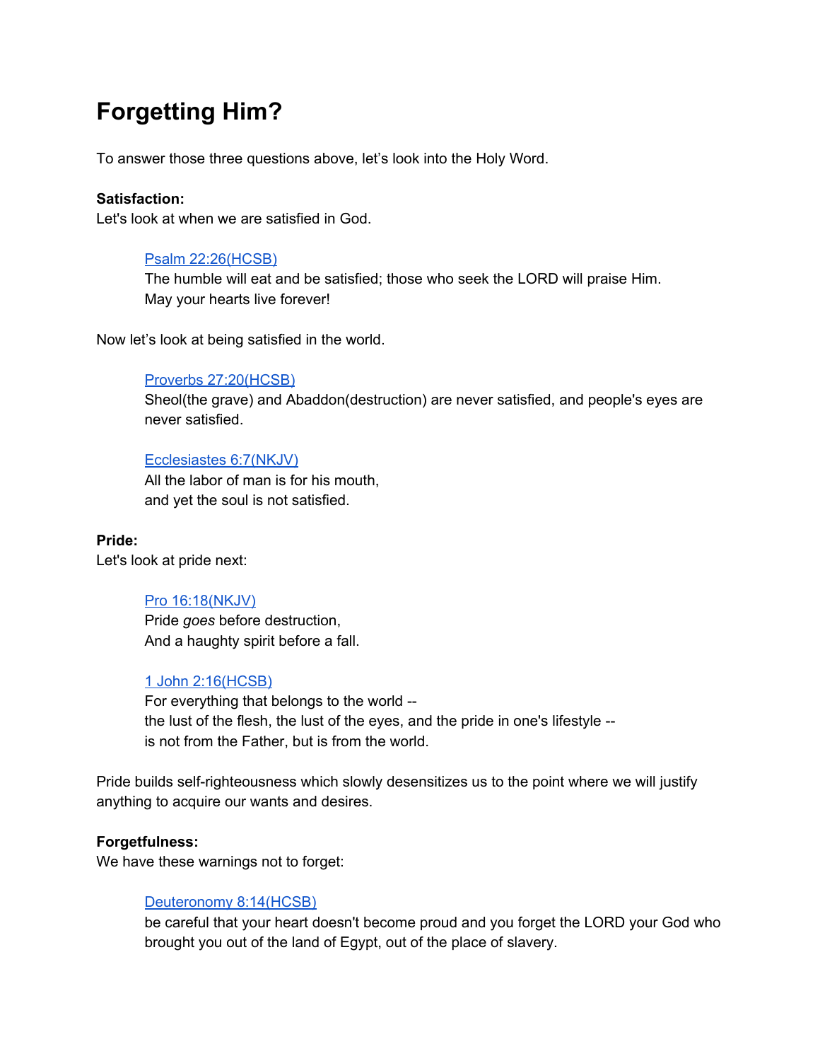# Forgetting Him?

To answer those three questions above, let's look into the Holy Word.

**Satisfaction:**
Let's look at when we are satisfied in God.

> [Psalm 22:26(HCSB)]()
> The humble will eat and be satisfied; those who seek the LORD will praise Him.
> May your hearts live forever!

Now let's look at being satisfied in the world.

> [Proverbs 27:20(HCSB)]()
> Sheol(the grave) and Abaddon(destruction) are never satisfied, and people's eyes are never satisfied.

> [Ecclesiastes 6:7(NKJV)]()
> All the labor of man is for his mouth,
> and yet the soul is not satisfied.

**Pride:**
Let's look at pride next:

> [Pro 16:18(NKJV)]()
> Pride *goes* before destruction,
> And a haughty spirit before a fall.

> [1 John 2:16(HCSB)]()
> For everything that belongs to the world --
> the lust of the flesh, the lust of the eyes, and the pride in one's lifestyle --
> is not from the Father, but is from the world.

Pride builds self-righteousness which slowly desensitizes us to the point where we will justify anything to acquire our wants and desires.

**Forgetfulness:**
We have these warnings not to forget:

> [Deuteronomy 8:14(HCSB)]()
> be careful that your heart doesn't become proud and you forget the LORD your God who brought you out of the land of Egypt, out of the place of slavery.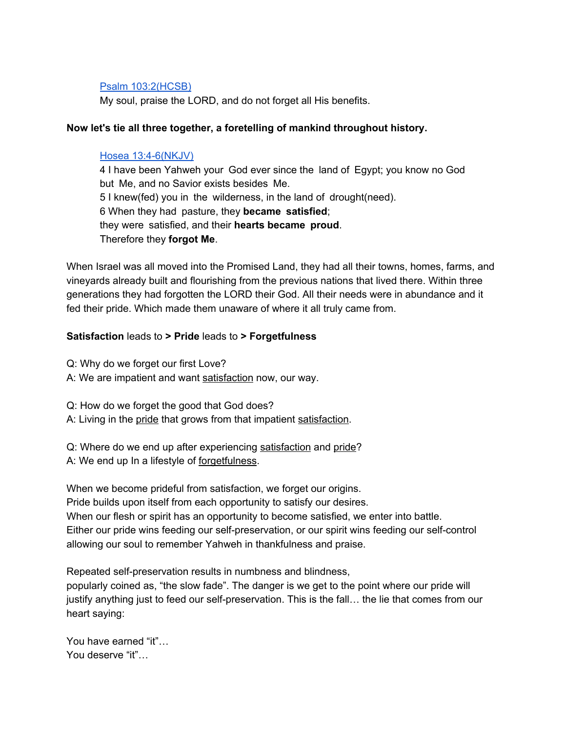[Psalm 103:2(HCSB)](#)
My soul, praise the LORD, and do not forget all His benefits.

**Now let's tie all three together, a foretelling of mankind throughout history.**

[Hosea 13:4-6(NKJV)](#)
4 I have been Yahweh your God ever since the land of Egypt; you know no God but Me, and no Savior exists besides Me.
5 I knew(fed) you in the wilderness, in the land of drought(need).
6 When they had pasture, they **became satisfied**;
they were satisfied, and their **hearts became proud**.
Therefore they **forgot Me**.

When Israel was all moved into the Promised Land, they had all their towns, homes, farms, and vineyards already built and flourishing from the previous nations that lived there. Within three generations they had forgotten the LORD their God. All their needs were in abundance and it fed their pride. Which made them unaware of where it all truly came from.

**Satisfaction** leads to **> Pride** leads to **> Forgetfulness**

Q: Why do we forget our first Love?
A: We are impatient and want satisfaction now, our way.

Q: How do we forget the good that God does?
A: Living in the pride that grows from that impatient satisfaction.

Q: Where do we end up after experiencing satisfaction and pride?
A: We end up In a lifestyle of forgetfulness.

When we become prideful from satisfaction, we forget our origins.
Pride builds upon itself from each opportunity to satisfy our desires.
When our flesh or spirit has an opportunity to become satisfied, we enter into battle.
Either our pride wins feeding our self-preservation, or our spirit wins feeding our self-control allowing our soul to remember Yahweh in thankfulness and praise.

Repeated self-preservation results in numbness and blindness,
popularly coined as, "the slow fade". The danger is we get to the point where our pride will justify anything just to feed our self-preservation. This is the fall… the lie that comes from our heart saying:

You have earned "it"…
You deserve "it"…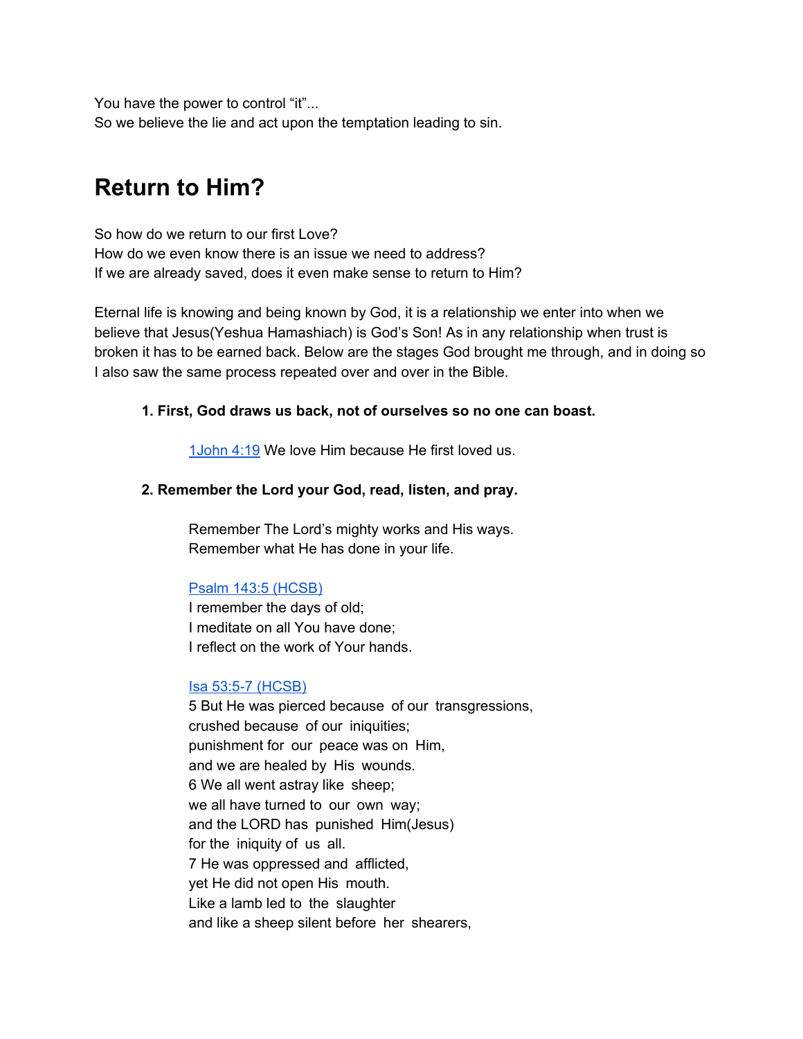You have the power to control “it”...
So we believe the lie and act upon the temptation leading to sin.

## Return to Him?

So how do we return to our first Love?
How do we even know there is an issue we need to address?
If we are already saved, does it even make sense to return to Him?

Eternal life is knowing and being known by God, it is a relationship we enter into when we believe that Jesus(Yeshua Hamashiach) is God’s Son! As in any relationship when trust is broken it has to be earned back. Below are the stages God brought me through, and in doing so I also saw the same process repeated over and over in the Bible.

1. **First, God draws us back, not of ourselves so no one can boast.**

    1John 4:19 We love Him because He first loved us.

2. **Remember the Lord your God, read, listen, and pray.**

    Remember The Lord’s mighty works and His ways.
    Remember what He has done in your life.

    Psalm 143:5 (HCSB)
    I remember the days of old;
    I meditate on all You have done;
    I reflect on the work of Your hands.

    Isa 53:5-7 (HCSB)
    5 But He was pierced because of our transgressions,
    crushed because of our iniquities;
    punishment for our peace was on Him,
    and we are healed by His wounds.
    6 We all went astray like sheep;
    we all have turned to our own way;
    and the LORD has punished Him(Jesus)
    for the iniquity of us all.
    7 He was oppressed and afflicted,
    yet He did not open His mouth.
    Like a lamb led to the slaughter
    and like a sheep silent before her shearers,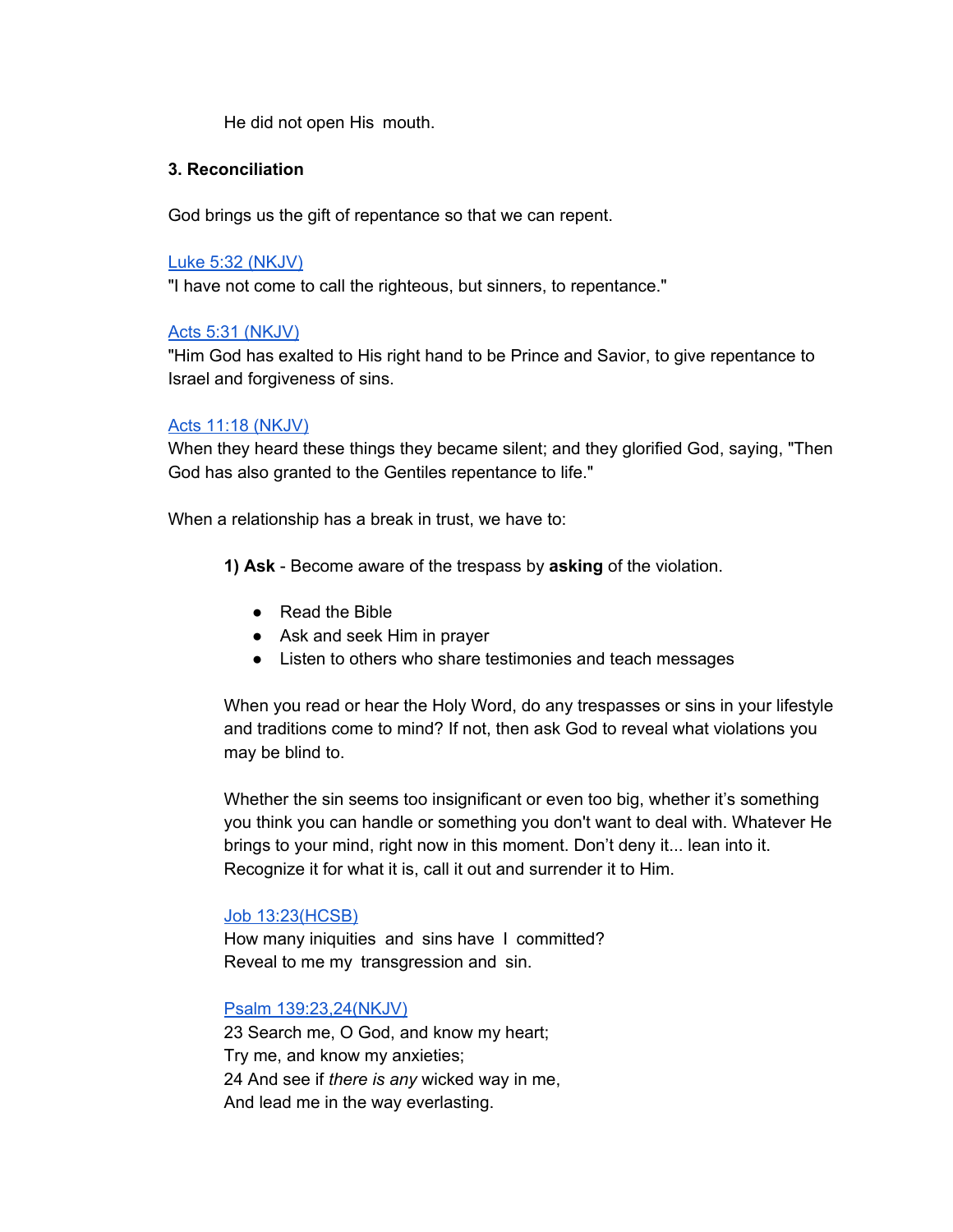He did not open His mouth.

**3. Reconciliation**

God brings us the gift of repentance so that we can repent.

Luke 5:32 (NKJV)
"I have not come to call the righteous, but sinners, to repentance."

Acts 5:31 (NKJV)
"Him God has exalted to His right hand to be Prince and Savior, to give repentance to Israel and forgiveness of sins.

Acts 11:18 (NKJV)
When they heard these things they became silent; and they glorified God, saying, "Then God has also granted to the Gentiles repentance to life."

When a relationship has a break in trust, we have to:

**1) Ask** - Become aware of the trespass by **asking** of the violation.

- Read the Bible
- Ask and seek Him in prayer
- Listen to others who share testimonies and teach messages

When you read or hear the Holy Word, do any trespasses or sins in your lifestyle and traditions come to mind? If not, then ask God to reveal what violations you may be blind to.

Whether the sin seems too insignificant or even too big, whether it's something you think you can handle or something you don't want to deal with. Whatever He brings to your mind, right now in this moment. Don't deny it... lean into it. Recognize it for what it is, call it out and surrender it to Him.

Job 13:23(HCSB)
How many iniquities and sins have I committed?
Reveal to me my transgression and sin.

Psalm 139:23,24(NKJV)
23 Search me, O God, and know my heart;
Try me, and know my anxieties;
24 And see if *there is any* wicked way in me,
And lead me in the way everlasting.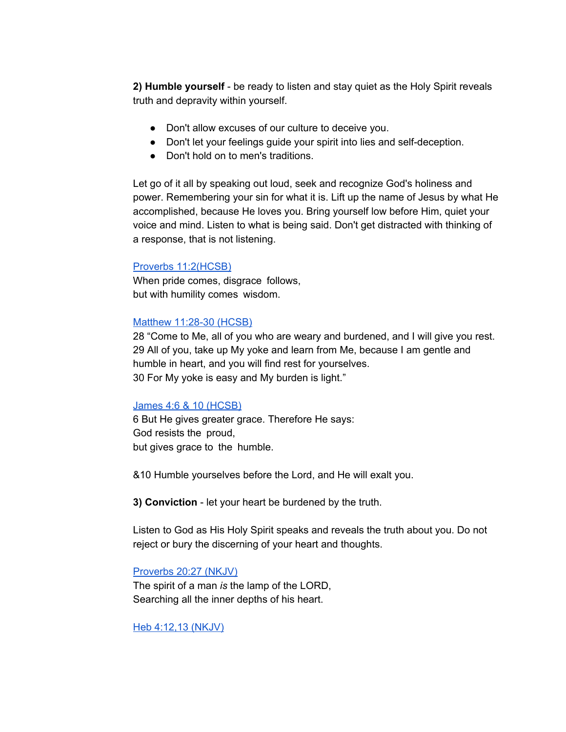**2) Humble yourself** - be ready to listen and stay quiet as the Holy Spirit reveals truth and depravity within yourself.

- Don't allow excuses of our culture to deceive you.
- Don't let your feelings guide your spirit into lies and self-deception.
- Don't hold on to men's traditions.

Let go of it all by speaking out loud, seek and recognize God's holiness and power. Remembering your sin for what it is. Lift up the name of Jesus by what He accomplished, because He loves you. Bring yourself low before Him, quiet your voice and mind. Listen to what is being said. Don't get distracted with thinking of a response, that is not listening.

Proverbs 11:2(HCSB)
When pride comes, disgrace follows,
but with humility comes wisdom.

Matthew 11:28-30 (HCSB)
28 "Come to Me, all of you who are weary and burdened, and I will give you rest.
29 All of you, take up My yoke and learn from Me, because I am gentle and humble in heart, and you will find rest for yourselves.
30 For My yoke is easy and My burden is light."

James 4:6 & 10 (HCSB)
6 But He gives greater grace. Therefore He says:
God resists the proud,
but gives grace to the humble.

&10 Humble yourselves before the Lord, and He will exalt you.

**3) Conviction** - let your heart be burdened by the truth.

Listen to God as His Holy Spirit speaks and reveals the truth about you. Do not reject or bury the discerning of your heart and thoughts.

Proverbs 20:27 (NKJV)
The spirit of a man *is* the lamp of the LORD,
Searching all the inner depths of his heart.

Heb 4:12,13 (NKJV)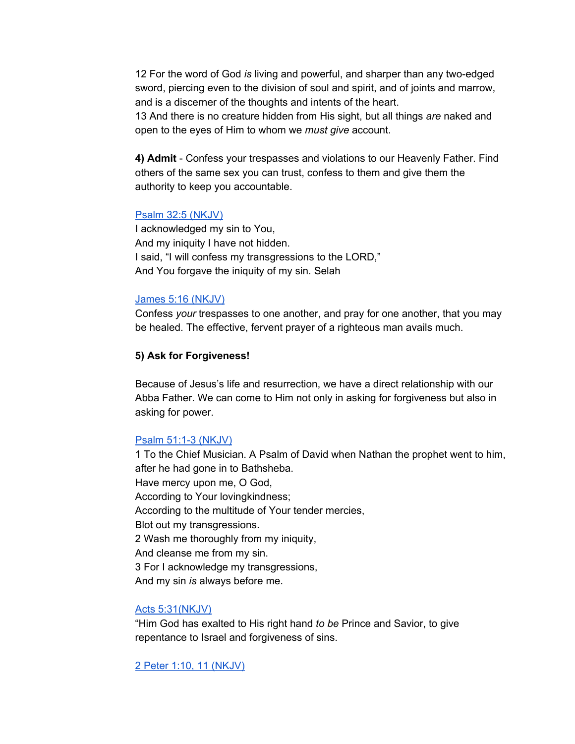12 For the word of God *is* living and powerful, and sharper than any two-edged sword, piercing even to the division of soul and spirit, and of joints and marrow, and is a discerner of the thoughts and intents of the heart.
13 And there is no creature hidden from His sight, but all things *are* naked and open to the eyes of Him to whom we *must give* account.

**4) Admit** - Confess your trespasses and violations to our Heavenly Father. Find others of the same sex you can trust, confess to them and give them the authority to keep you accountable.

[Psalm 32:5 (NKJV)]

I acknowledged my sin to You,
And my iniquity I have not hidden.
I said, "I will confess my transgressions to the LORD,"
And You forgave the iniquity of my sin. Selah

[James 5:16 (NKJV)]

Confess *your* trespasses to one another, and pray for one another, that you may be healed. The effective, fervent prayer of a righteous man avails much.

**5) Ask for Forgiveness!**

Because of Jesus's life and resurrection, we have a direct relationship with our Abba Father. We can come to Him not only in asking for forgiveness but also in asking for power.

[Psalm 51:1-3 (NKJV)]

1 To the Chief Musician. A Psalm of David when Nathan the prophet went to him, after he had gone in to Bathsheba.
Have mercy upon me, O God,
According to Your lovingkindness;
According to the multitude of Your tender mercies,
Blot out my transgressions.
2 Wash me thoroughly from my iniquity,
And cleanse me from my sin.
3 For I acknowledge my transgressions,
And my sin *is* always before me.

[Acts 5:31(NKJV)]

"Him God has exalted to His right hand *to be* Prince and Savior, to give repentance to Israel and forgiveness of sins.

[2 Peter 1:10, 11 (NKJV)]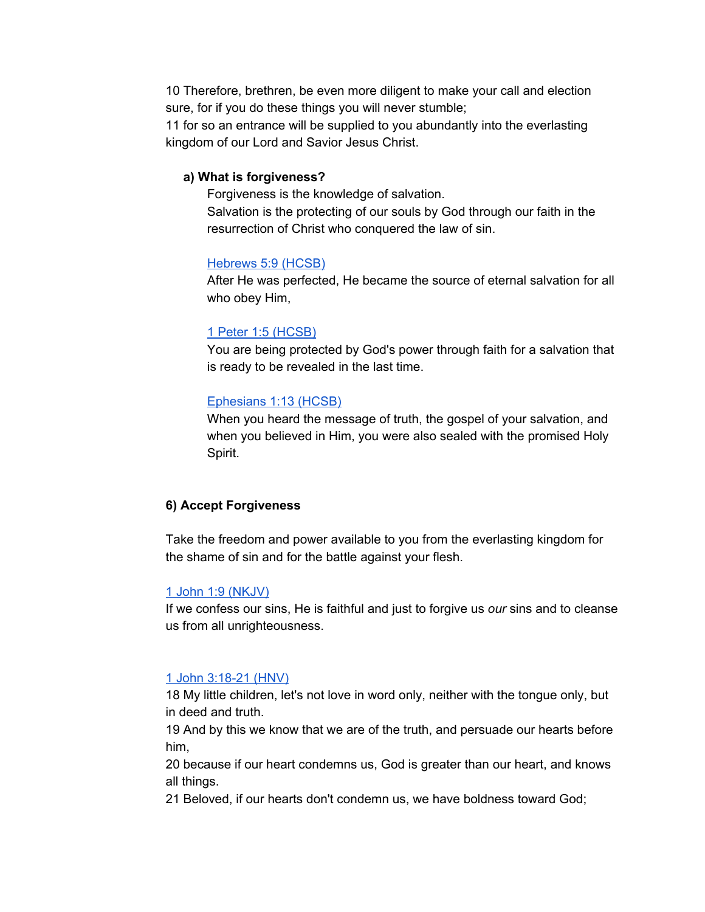10 Therefore, brethren, be even more diligent to make your call and election sure, for if you do these things you will never stumble;
11 for so an entrance will be supplied to you abundantly into the everlasting kingdom of our Lord and Savior Jesus Christ.

**a) What is forgiveness?**

Forgiveness is the knowledge of salvation.
Salvation is the protecting of our souls by God through our faith in the resurrection of Christ who conquered the law of sin.

[Hebrews 5:9 (HCSB)]
After He was perfected, He became the source of eternal salvation for all who obey Him,

[1 Peter 1:5 (HCSB)]
You are being protected by God's power through faith for a salvation that is ready to be revealed in the last time.

[Ephesians 1:13 (HCSB)]
When you heard the message of truth, the gospel of your salvation, and when you believed in Him, you were also sealed with the promised Holy Spirit.

**6) Accept Forgiveness**

Take the freedom and power available to you from the everlasting kingdom for the shame of sin and for the battle against your flesh.

[1 John 1:9 (NKJV)]
If we confess our sins, He is faithful and just to forgive us *our* sins and to cleanse us from all unrighteousness.

[1 John 3:18-21 (HNV)]
18 My little children, let's not love in word only, neither with the tongue only, but in deed and truth.
19 And by this we know that we are of the truth, and persuade our hearts before him,
20 because if our heart condemns us, God is greater than our heart, and knows all things.
21 Beloved, if our hearts don't condemn us, we have boldness toward God;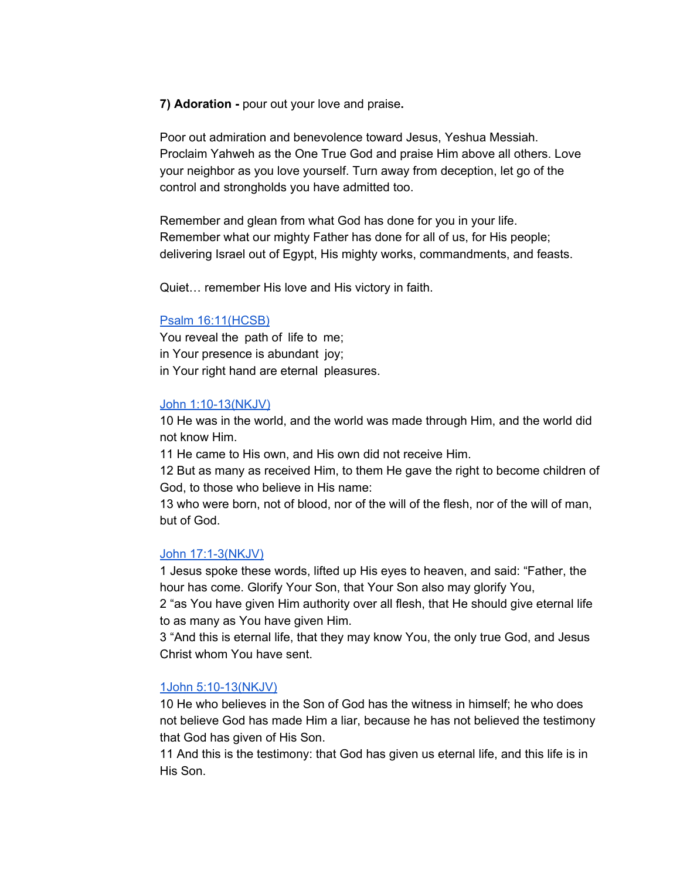**7) Adoration -** pour out your love and praise**.**

Poor out admiration and benevolence toward Jesus, Yeshua Messiah. Proclaim Yahweh as the One True God and praise Him above all others. Love your neighbor as you love yourself. Turn away from deception, let go of the control and strongholds you have admitted too.

Remember and glean from what God has done for you in your life. Remember what our mighty Father has done for all of us, for His people; delivering Israel out of Egypt, His mighty works, commandments, and feasts.

Quiet… remember His love and His victory in faith.

Psalm 16:11(HCSB)
You reveal the path of life to me;
in Your presence is abundant joy;
in Your right hand are eternal pleasures.

John 1:10-13(NKJV)
10 He was in the world, and the world was made through Him, and the world did not know Him.
11 He came to His own, and His own did not receive Him.
12 But as many as received Him, to them He gave the right to become children of God, to those who believe in His name:
13 who were born, not of blood, nor of the will of the flesh, nor of the will of man, but of God.

John 17:1-3(NKJV)
1 Jesus spoke these words, lifted up His eyes to heaven, and said: "Father, the hour has come. Glorify Your Son, that Your Son also may glorify You,
2 "as You have given Him authority over all flesh, that He should give eternal life to as many as You have given Him.
3 "And this is eternal life, that they may know You, the only true God, and Jesus Christ whom You have sent.

1John 5:10-13(NKJV)
10 He who believes in the Son of God has the witness in himself; he who does not believe God has made Him a liar, because he has not believed the testimony that God has given of His Son.
11 And this is the testimony: that God has given us eternal life, and this life is in His Son.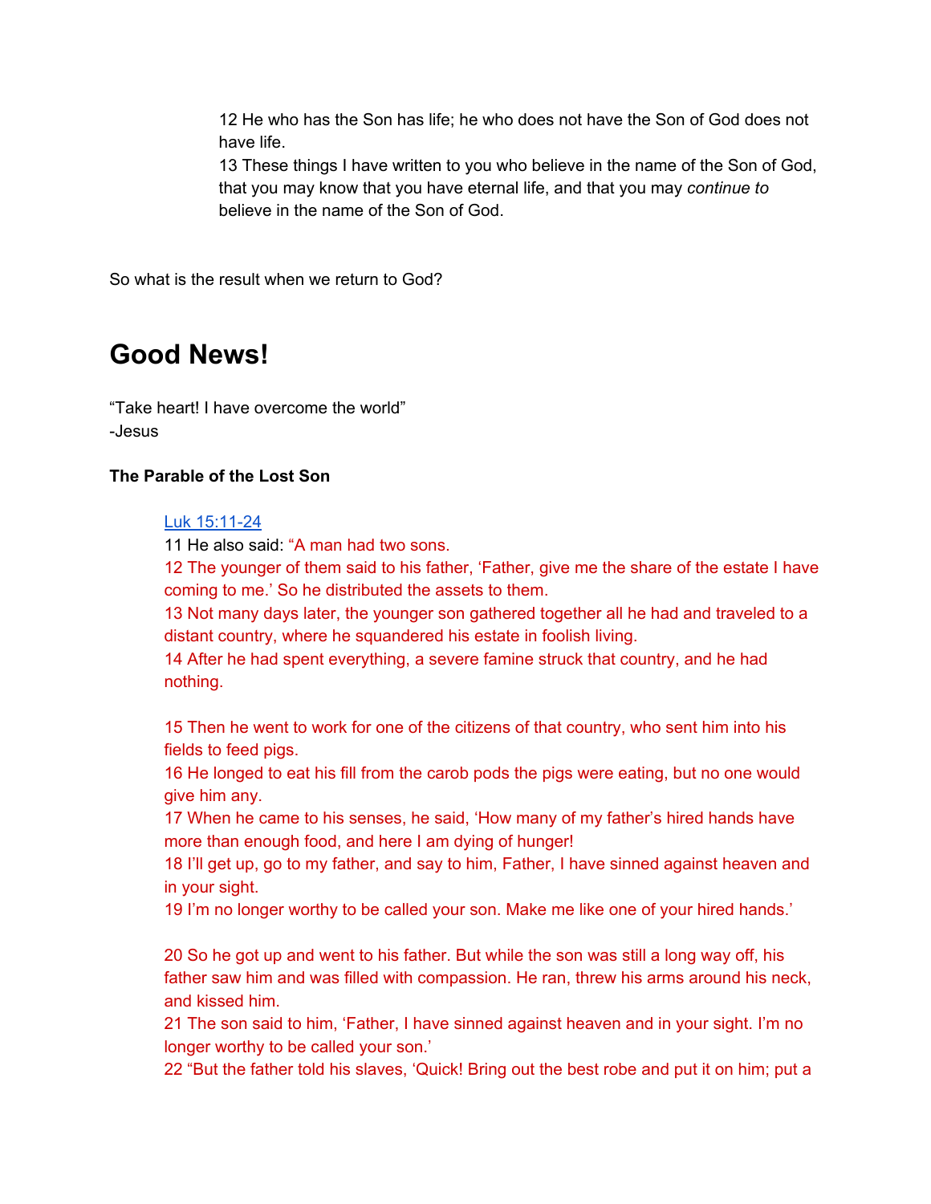> 12 He who has the Son has life; he who does not have the Son of God does not have life.
> 13 These things I have written to you who believe in the name of the Son of God, that you may know that you have eternal life, and that you may *continue to* believe in the name of the Son of God.

So what is the result when we return to God?

# Good News!

"Take heart! I have overcome the world"
-Jesus

**The Parable of the Lost Son**

> [Luk 15:11-24](#)
> 11 He also said: "A man had two sons.
> 12 The younger of them said to his father, 'Father, give me the share of the estate I have coming to me.' So he distributed the assets to them.
> 13 Not many days later, the younger son gathered together all he had and traveled to a distant country, where he squandered his estate in foolish living.
> 14 After he had spent everything, a severe famine struck that country, and he had nothing.
>
> 15 Then he went to work for one of the citizens of that country, who sent him into his fields to feed pigs.
> 16 He longed to eat his fill from the carob pods the pigs were eating, but no one would give him any.
> 17 When he came to his senses, he said, 'How many of my father's hired hands have more than enough food, and here I am dying of hunger!
> 18 I'll get up, go to my father, and say to him, Father, I have sinned against heaven and in your sight.
> 19 I'm no longer worthy to be called your son. Make me like one of your hired hands.'
>
> 20 So he got up and went to his father. But while the son was still a long way off, his father saw him and was filled with compassion. He ran, threw his arms around his neck, and kissed him.
> 21 The son said to him, 'Father, I have sinned against heaven and in your sight. I'm no longer worthy to be called your son.'
> 22 "But the father told his slaves, 'Quick! Bring out the best robe and put it on him; put a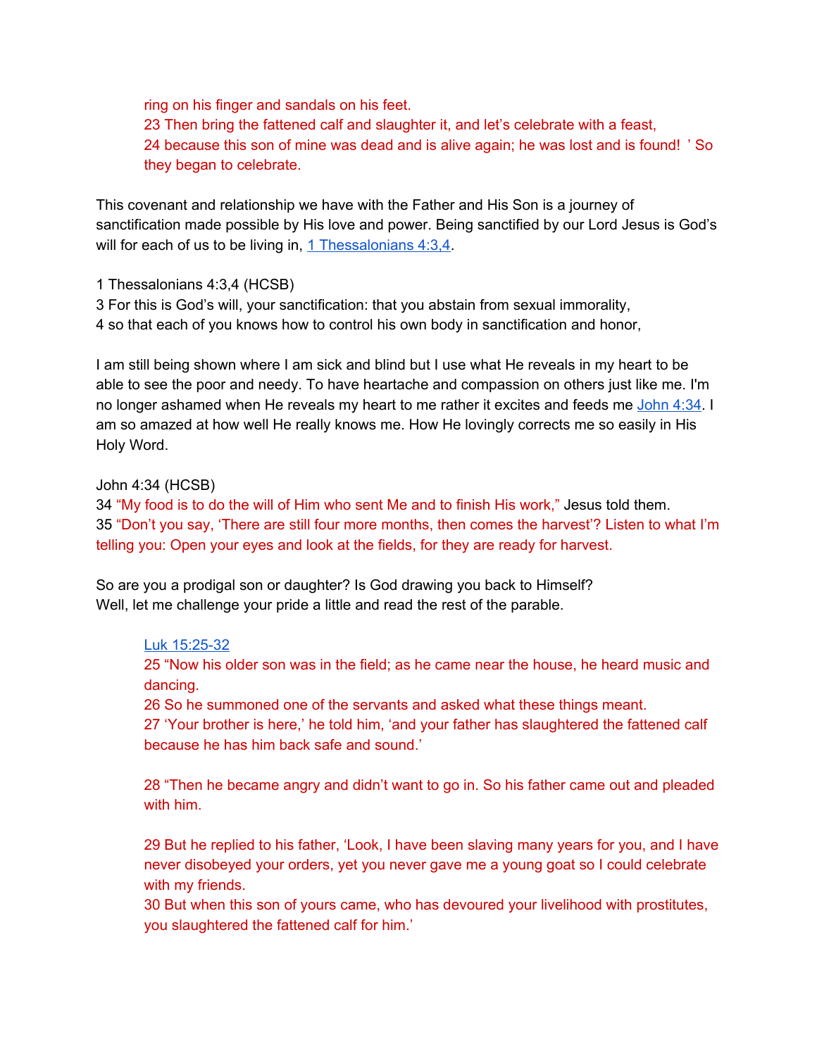> ring on his finger and sandals on his feet.
> 23 Then bring the fattened calf and slaughter it, and let's celebrate with a feast,
> 24 because this son of mine was dead and is alive again; he was lost and is found! ' So they began to celebrate.

This covenant and relationship we have with the Father and His Son is a journey of sanctification made possible by His love and power. Being sanctified by our Lord Jesus is God's will for each of us to be living in, [1 Thessalonians 4:3,4](#).

1 Thessalonians 4:3,4 (HCSB)
3 For this is God's will, your sanctification: that you abstain from sexual immorality,
4 so that each of you knows how to control his own body in sanctification and honor,

I am still being shown where I am sick and blind but I use what He reveals in my heart to be able to see the poor and needy. To have heartache and compassion on others just like me. I'm no longer ashamed when He reveals my heart to me rather it excites and feeds me [John 4:34](#). I am so amazed at how well He really knows me. How He lovingly corrects me so easily in His Holy Word.

John 4:34 (HCSB)
34 "My food is to do the will of Him who sent Me and to finish His work," Jesus told them.
35 "Don't you say, 'There are still four more months, then comes the harvest'? Listen to what I'm telling you: Open your eyes and look at the fields, for they are ready for harvest.

So are you a prodigal son or daughter? Is God drawing you back to Himself?
Well, let me challenge your pride a little and read the rest of the parable.

> [Luk 15:25-32](#)
> 25 "Now his older son was in the field; as he came near the house, he heard music and dancing.
> 26 So he summoned one of the servants and asked what these things meant.
> 27 'Your brother is here,' he told him, 'and your father has slaughtered the fattened calf because he has him back safe and sound.'
>
> 28 "Then he became angry and didn't want to go in. So his father came out and pleaded with him.
>
> 29 But he replied to his father, 'Look, I have been slaving many years for you, and I have never disobeyed your orders, yet you never gave me a young goat so I could celebrate with my friends.
> 30 But when this son of yours came, who has devoured your livelihood with prostitutes, you slaughtered the fattened calf for him.'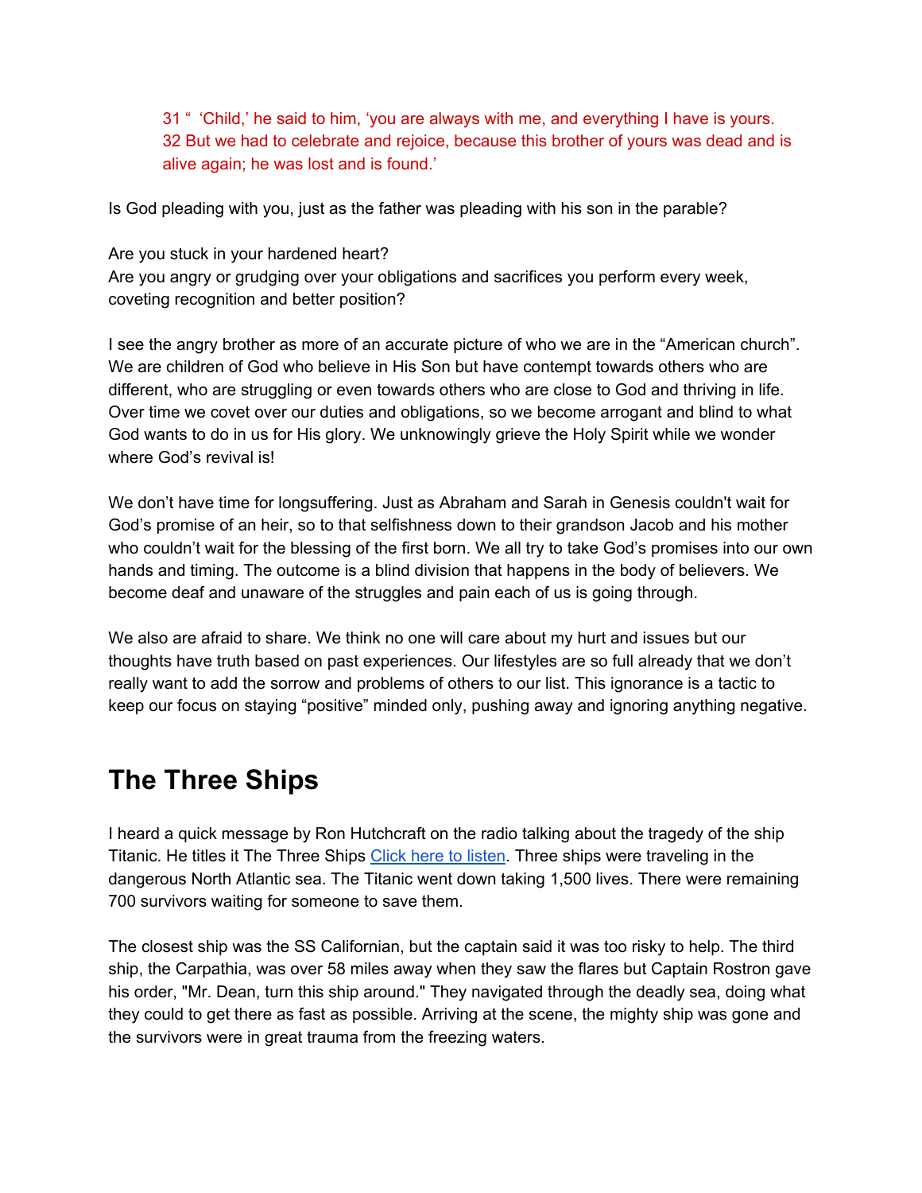> 31 “ ‘Child,’ he said to him, ‘you are always with me, and everything I have is yours.
> 32 But we had to celebrate and rejoice, because this brother of yours was dead and is alive again; he was lost and is found.’

Is God pleading with you, just as the father was pleading with his son in the parable?

Are you stuck in your hardened heart?
Are you angry or grudging over your obligations and sacrifices you perform every week, coveting recognition and better position?

I see the angry brother as more of an accurate picture of who we are in the “American church”. We are children of God who believe in His Son but have contempt towards others who are different, who are struggling or even towards others who are close to God and thriving in life. Over time we covet over our duties and obligations, so we become arrogant and blind to what God wants to do in us for His glory. We unknowingly grieve the Holy Spirit while we wonder where God’s revival is!

We don’t have time for longsuffering. Just as Abraham and Sarah in Genesis couldn't wait for God’s promise of an heir, so to that selfishness down to their grandson Jacob and his mother who couldn’t wait for the blessing of the first born. We all try to take God’s promises into our own hands and timing. The outcome is a blind division that happens in the body of believers. We become deaf and unaware of the struggles and pain each of us is going through.

We also are afraid to share. We think no one will care about my hurt and issues but our thoughts have truth based on past experiences. Our lifestyles are so full already that we don’t really want to add the sorrow and problems of others to our list. This ignorance is a tactic to keep our focus on staying “positive” minded only, pushing away and ignoring anything negative.

## The Three Ships

I heard a quick message by Ron Hutchcraft on the radio talking about the tragedy of the ship Titanic. He titles it The Three Ships [Click here to listen](). Three ships were traveling in the dangerous North Atlantic sea. The Titanic went down taking 1,500 lives. There were remaining 700 survivors waiting for someone to save them.

The closest ship was the SS Californian, but the captain said it was too risky to help. The third ship, the Carpathia, was over 58 miles away when they saw the flares but Captain Rostron gave his order, "Mr. Dean, turn this ship around." They navigated through the deadly sea, doing what they could to get there as fast as possible. Arriving at the scene, the mighty ship was gone and the survivors were in great trauma from the freezing waters.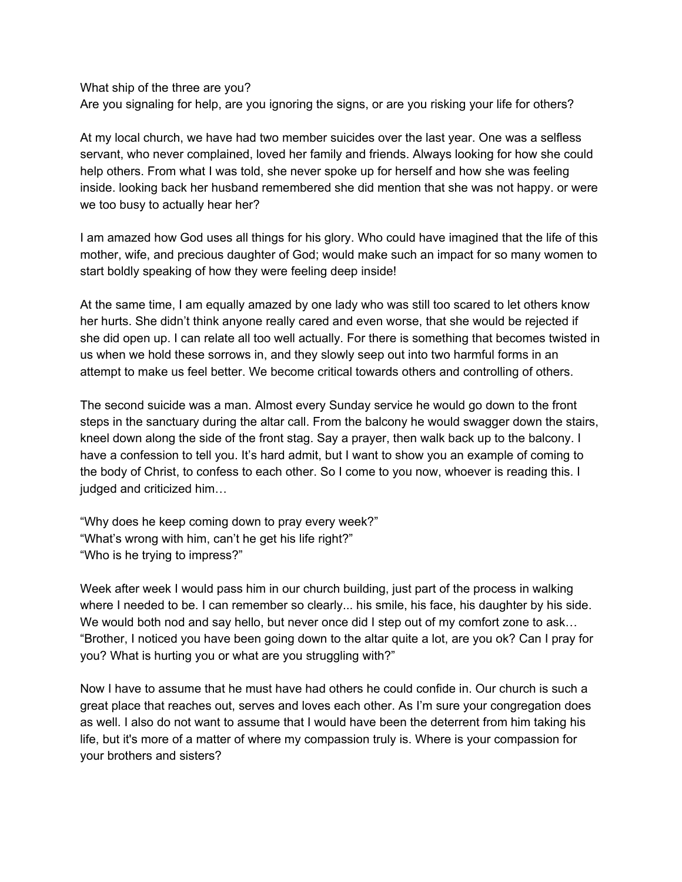What ship of the three are you?
Are you signaling for help, are you ignoring the signs, or are you risking your life for others?

At my local church, we have had two member suicides over the last year. One was a selfless servant, who never complained, loved her family and friends. Always looking for how she could help others. From what I was told, she never spoke up for herself and how she was feeling inside. looking back her husband remembered she did mention that she was not happy. or were we too busy to actually hear her?

I am amazed how God uses all things for his glory. Who could have imagined that the life of this mother, wife, and precious daughter of God; would make such an impact for so many women to start boldly speaking of how they were feeling deep inside!

At the same time, I am equally amazed by one lady who was still too scared to let others know her hurts. She didn't think anyone really cared and even worse, that she would be rejected if she did open up. I can relate all too well actually. For there is something that becomes twisted in us when we hold these sorrows in, and they slowly seep out into two harmful forms in an attempt to make us feel better. We become critical towards others and controlling of others.

The second suicide was a man. Almost every Sunday service he would go down to the front steps in the sanctuary during the altar call. From the balcony he would swagger down the stairs, kneel down along the side of the front stag. Say a prayer, then walk back up to the balcony. I have a confession to tell you. It's hard admit, but I want to show you an example of coming to the body of Christ, to confess to each other. So I come to you now, whoever is reading this. I judged and criticized him…

"Why does he keep coming down to pray every week?"
"What's wrong with him, can't he get his life right?"
"Who is he trying to impress?"

Week after week I would pass him in our church building, just part of the process in walking where I needed to be. I can remember so clearly... his smile, his face, his daughter by his side. We would both nod and say hello, but never once did I step out of my comfort zone to ask… "Brother, I noticed you have been going down to the altar quite a lot, are you ok? Can I pray for you? What is hurting you or what are you struggling with?"

Now I have to assume that he must have had others he could confide in. Our church is such a great place that reaches out, serves and loves each other. As I'm sure your congregation does as well. I also do not want to assume that I would have been the deterrent from him taking his life, but it's more of a matter of where my compassion truly is. Where is your compassion for your brothers and sisters?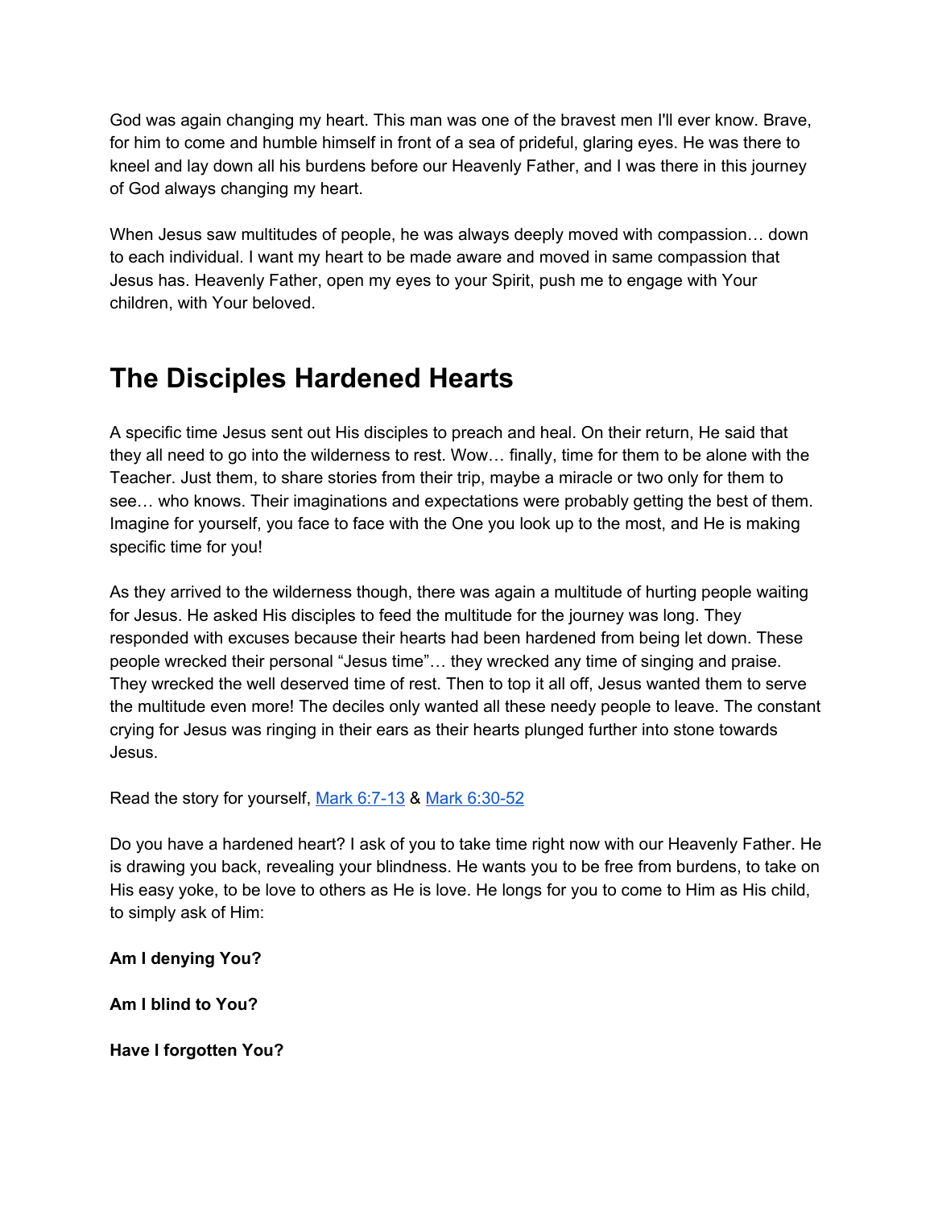God was again changing my heart. This man was one of the bravest men I'll ever know. Brave, for him to come and humble himself in front of a sea of prideful, glaring eyes. He was there to kneel and lay down all his burdens before our Heavenly Father, and I was there in this journey of God always changing my heart.

When Jesus saw multitudes of people, he was always deeply moved with compassion… down to each individual. I want my heart to be made aware and moved in same compassion that Jesus has. Heavenly Father, open my eyes to your Spirit, push me to engage with Your children, with Your beloved.

# The Disciples Hardened Hearts

A specific time Jesus sent out His disciples to preach and heal. On their return, He said that they all need to go into the wilderness to rest. Wow… finally, time for them to be alone with the Teacher. Just them, to share stories from their trip, maybe a miracle or two only for them to see… who knows. Their imaginations and expectations were probably getting the best of them. Imagine for yourself, you face to face with the One you look up to the most, and He is making specific time for you!

As they arrived to the wilderness though, there was again a multitude of hurting people waiting for Jesus. He asked His disciples to feed the multitude for the journey was long. They responded with excuses because their hearts had been hardened from being let down. These people wrecked their personal "Jesus time"… they wrecked any time of singing and praise. They wrecked the well deserved time of rest. Then to top it all off, Jesus wanted them to serve the multitude even more! The deciles only wanted all these needy people to leave. The constant crying for Jesus was ringing in their ears as their hearts plunged further into stone towards Jesus.

Read the story for yourself, Mark 6:7-13 & Mark 6:30-52

Do you have a hardened heart? I ask of you to take time right now with our Heavenly Father. He is drawing you back, revealing your blindness. He wants you to be free from burdens, to take on His easy yoke, to be love to others as He is love. He longs for you to come to Him as His child, to simply ask of Him:

**Am I denying You?**

**Am I blind to You?**

**Have I forgotten You?**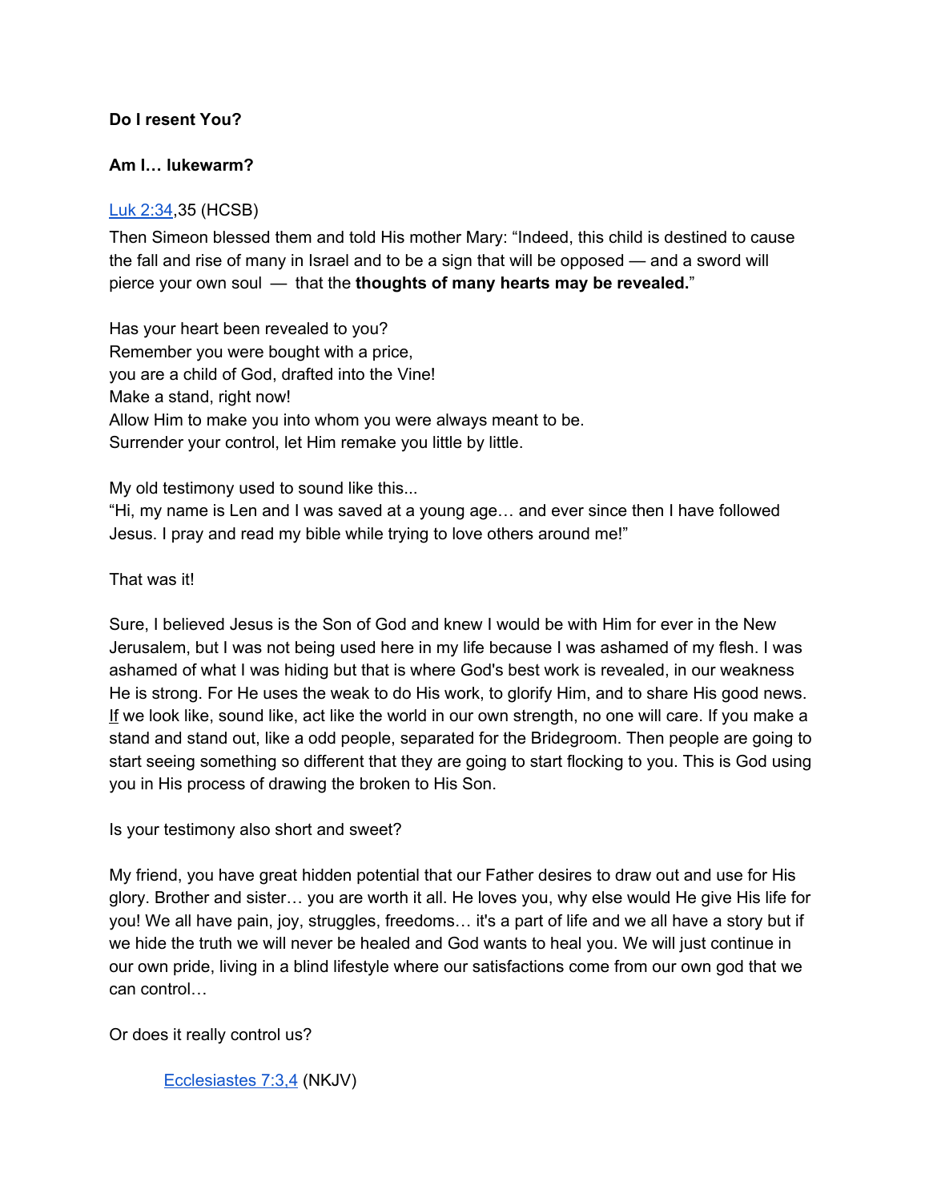**Do I resent You?**

**Am I… lukewarm?**

[Luk 2:34](),35 (HCSB)

Then Simeon blessed them and told His mother Mary: “Indeed, this child is destined to cause the fall and rise of many in Israel and to be a sign that will be opposed — and a sword will pierce your own soul — that the **thoughts of many hearts may be revealed.**”

Has your heart been revealed to you?
Remember you were bought with a price,
you are a child of God, drafted into the Vine!
Make a stand, right now!
Allow Him to make you into whom you were always meant to be.
Surrender your control, let Him remake you little by little.

My old testimony used to sound like this...
“Hi, my name is Len and I was saved at a young age… and ever since then I have followed Jesus. I pray and read my bible while trying to love others around me!”

That was it!

Sure, I believed Jesus is the Son of God and knew I would be with Him for ever in the New Jerusalem, but I was not being used here in my life because I was ashamed of my flesh. I was ashamed of what I was hiding but that is where God's best work is revealed, in our weakness He is strong. For He uses the weak to do His work, to glorify Him, and to share His good news. If we look like, sound like, act like the world in our own strength, no one will care. If you make a stand and stand out, like a odd people, separated for the Bridegroom. Then people are going to start seeing something so different that they are going to start flocking to you. This is God using you in His process of drawing the broken to His Son.

Is your testimony also short and sweet?

My friend, you have great hidden potential that our Father desires to draw out and use for His glory. Brother and sister… you are worth it all. He loves you, why else would He give His life for you! We all have pain, joy, struggles, freedoms… it's a part of life and we all have a story but if we hide the truth we will never be healed and God wants to heal you. We will just continue in our own pride, living in a blind lifestyle where our satisfactions come from our own god that we can control…

Or does it really control us?

[Ecclesiastes 7:3,4]() (NKJV)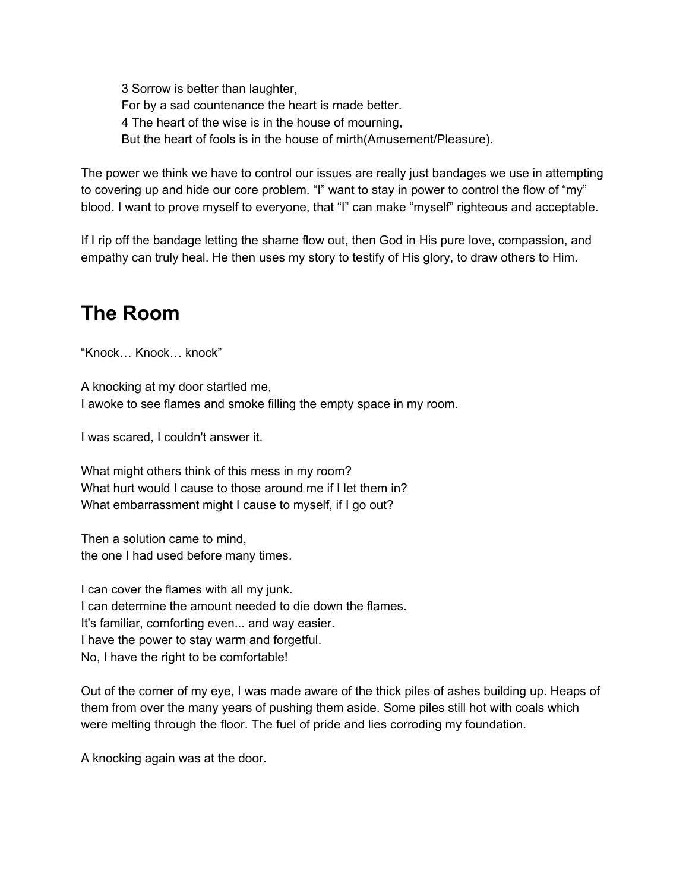> 3 Sorrow is better than laughter,
> For by a sad countenance the heart is made better.
> 4 The heart of the wise is in the house of mourning,
> But the heart of fools is in the house of mirth(Amusement/Pleasure).

The power we think we have to control our issues are really just bandages we use in attempting to covering up and hide our core problem. “I” want to stay in power to control the flow of “my” blood. I want to prove myself to everyone, that “I” can make “myself” righteous and acceptable.

If I rip off the bandage letting the shame flow out, then God in His pure love, compassion, and empathy can truly heal. He then uses my story to testify of His glory, to draw others to Him.

# The Room

“Knock… Knock… knock”

A knocking at my door startled me,
I awoke to see flames and smoke filling the empty space in my room.

I was scared, I couldn't answer it.

What might others think of this mess in my room?
What hurt would I cause to those around me if I let them in?
What embarrassment might I cause to myself, if I go out?

Then a solution came to mind,
the one I had used before many times.

I can cover the flames with all my junk.
I can determine the amount needed to die down the flames.
It's familiar, comforting even... and way easier.
I have the power to stay warm and forgetful.
No, I have the right to be comfortable!

Out of the corner of my eye, I was made aware of the thick piles of ashes building up. Heaps of them from over the many years of pushing them aside. Some piles still hot with coals which were melting through the floor. The fuel of pride and lies corroding my foundation.

A knocking again was at the door.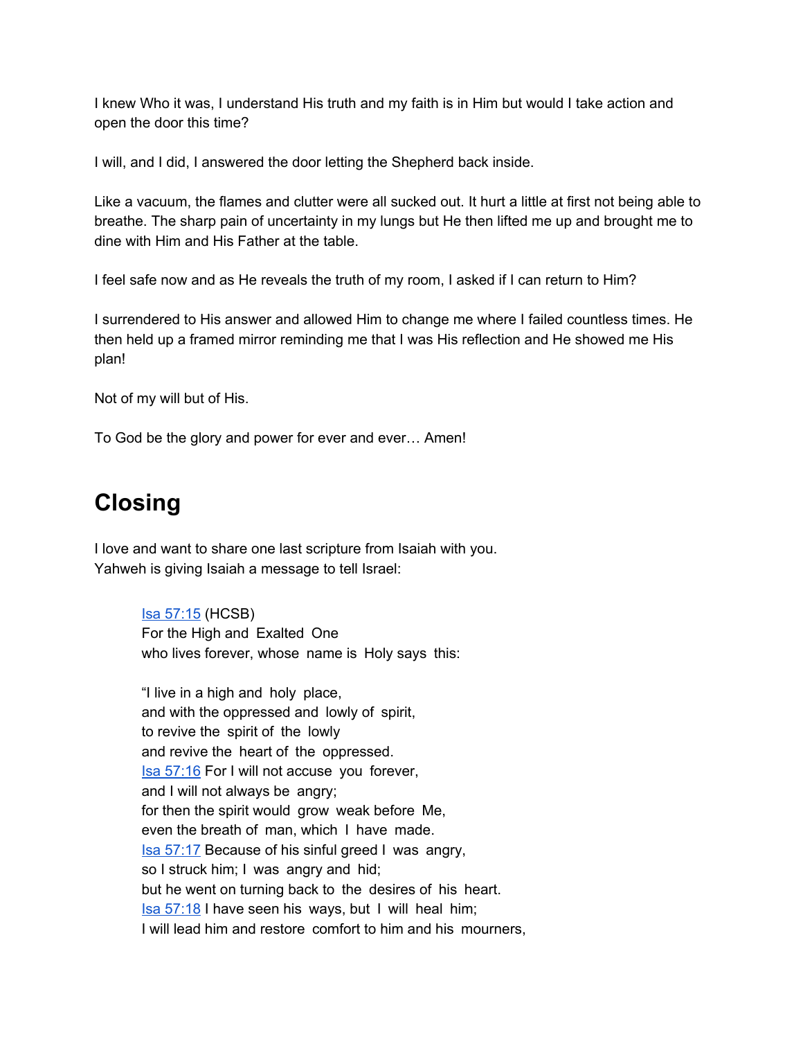I knew Who it was, I understand His truth and my faith is in Him but would I take action and open the door this time?

I will, and I did, I answered the door letting the Shepherd back inside.

Like a vacuum, the flames and clutter were all sucked out. It hurt a little at first not being able to breathe. The sharp pain of uncertainty in my lungs but He then lifted me up and brought me to dine with Him and His Father at the table.

I feel safe now and as He reveals the truth of my room, I asked if I can return to Him?

I surrendered to His answer and allowed Him to change me where I failed countless times. He then held up a framed mirror reminding me that I was His reflection and He showed me His plan!

Not of my will but of His.

To God be the glory and power for ever and ever… Amen!

# Closing

I love and want to share one last scripture from Isaiah with you.
Yahweh is giving Isaiah a message to tell Israel:

> Isa 57:15 (HCSB)
> For the High and Exalted One
> who lives forever, whose name is Holy says this:
>
> "I live in a high and holy place,
> and with the oppressed and lowly of spirit,
> to revive the spirit of the lowly
> and revive the heart of the oppressed.
> Isa 57:16 For I will not accuse you forever,
> and I will not always be angry;
> for then the spirit would grow weak before Me,
> even the breath of man, which I have made.
> Isa 57:17 Because of his sinful greed I was angry,
> so I struck him; I was angry and hid;
> but he went on turning back to the desires of his heart.
> Isa 57:18 I have seen his ways, but I will heal him;
> I will lead him and restore comfort to him and his mourners,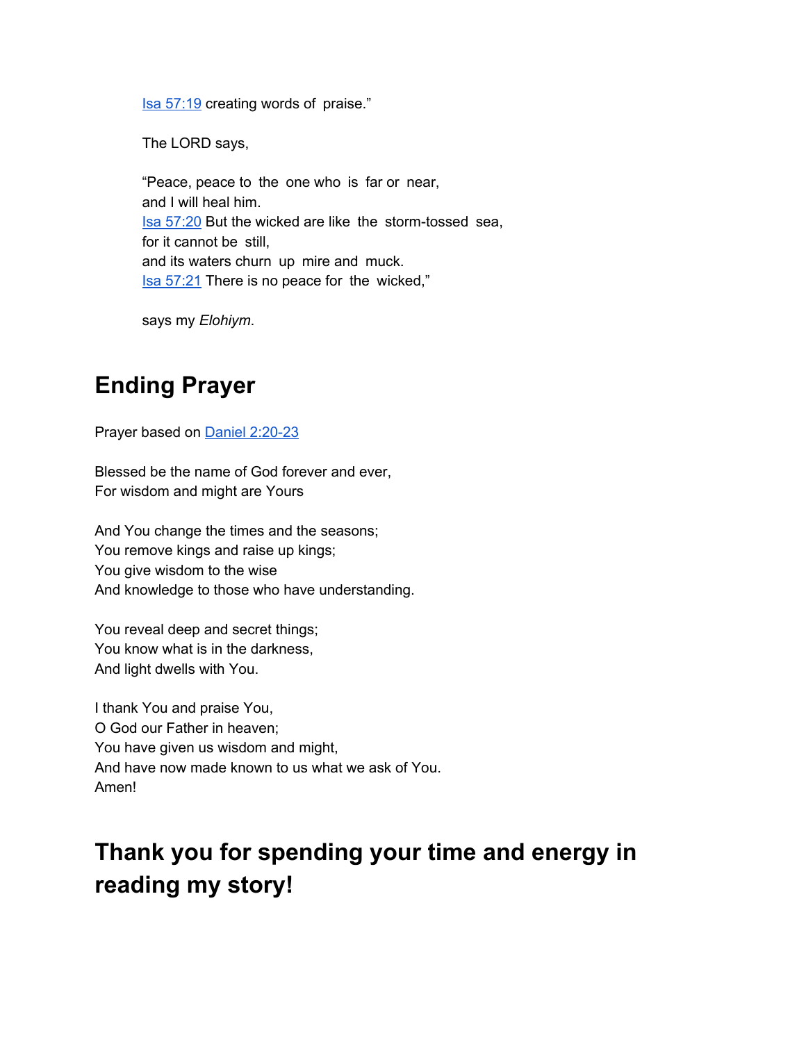Isa 57:19 creating words of praise."

The LORD says,

"Peace, peace to the one who is far or near,
and I will heal him.
Isa 57:20 But the wicked are like the storm-tossed sea,
for it cannot be still,
and its waters churn up mire and muck.
Isa 57:21 There is no peace for the wicked,"

says my *Elohiym*.

## Ending Prayer

Prayer based on Daniel 2:20-23

Blessed be the name of God forever and ever,
For wisdom and might are Yours

And You change the times and the seasons;
You remove kings and raise up kings;
You give wisdom to the wise
And knowledge to those who have understanding.

You reveal deep and secret things;
You know what is in the darkness,
And light dwells with You.

I thank You and praise You,
O God our Father in heaven;
You have given us wisdom and might,
And have now made known to us what we ask of You.
Amen!

## Thank you for spending your time and energy in reading my story!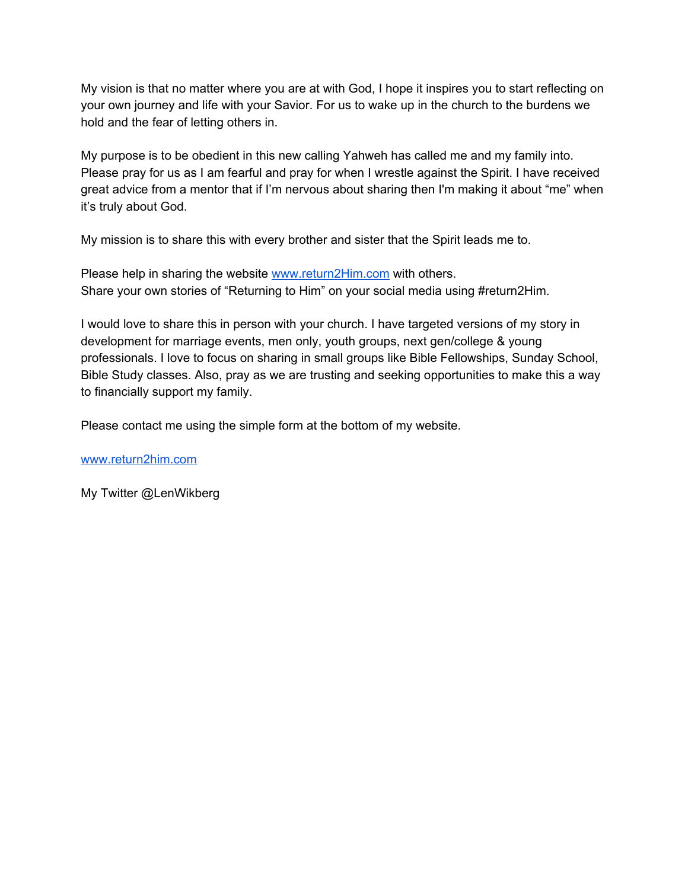My vision is that no matter where you are at with God, I hope it inspires you to start reflecting on your own journey and life with your Savior. For us to wake up in the church to the burdens we hold and the fear of letting others in.

My purpose is to be obedient in this new calling Yahweh has called me and my family into. Please pray for us as I am fearful and pray for when I wrestle against the Spirit. I have received great advice from a mentor that if I'm nervous about sharing then I'm making it about "me" when it's truly about God.

My mission is to share this with every brother and sister that the Spirit leads me to.

Please help in sharing the website [www.return2Him.com](http://www.return2Him.com) with others.
Share your own stories of "Returning to Him" on your social media using #return2Him.

I would love to share this in person with your church. I have targeted versions of my story in development for marriage events, men only, youth groups, next gen/college & young professionals. I love to focus on sharing in small groups like Bible Fellowships, Sunday School, Bible Study classes. Also, pray as we are trusting and seeking opportunities to make this a way to financially support my family.

Please contact me using the simple form at the bottom of my website.

[www.return2him.com](http://www.return2him.com)

My Twitter @LenWikberg